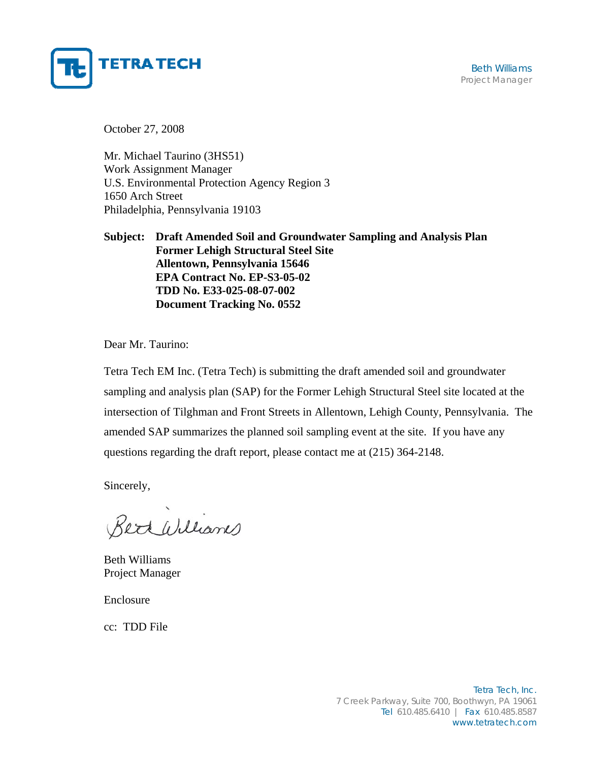TETRA TECH

Beth Williams
Project Manager

October 27, 2008

Mr. Michael Taurino (3HS51)
Work Assignment Manager
U.S. Environmental Protection Agency Region 3
1650 Arch Street
Philadelphia, Pennsylvania 19103

**Subject: Draft Amended Soil and Groundwater Sampling and Analysis Plan**
**Former Lehigh Structural Steel Site**
**Allentown, Pennsylvania 15646**
**EPA Contract No. EP-S3-05-02**
**TDD No. E33-025-08-07-002**
**Document Tracking No. 0552**

Dear Mr. Taurino:

Tetra Tech EM Inc. (Tetra Tech) is submitting the draft amended soil and groundwater sampling and analysis plan (SAP) for the Former Lehigh Structural Steel site located at the intersection of Tilghman and Front Streets in Allentown, Lehigh County, Pennsylvania. The amended SAP summarizes the planned soil sampling event at the site. If you have any questions regarding the draft report, please contact me at (215) 364-2148.

Sincerely,

Beth Williams

Beth Williams
Project Manager

Enclosure

cc: TDD File

Tetra Tech, Inc.
7 Creek Parkway, Suite 700, Boothwyn, PA 19061
Tel 610.485.6410 | Fax 610.485.8587
www.tetratech.com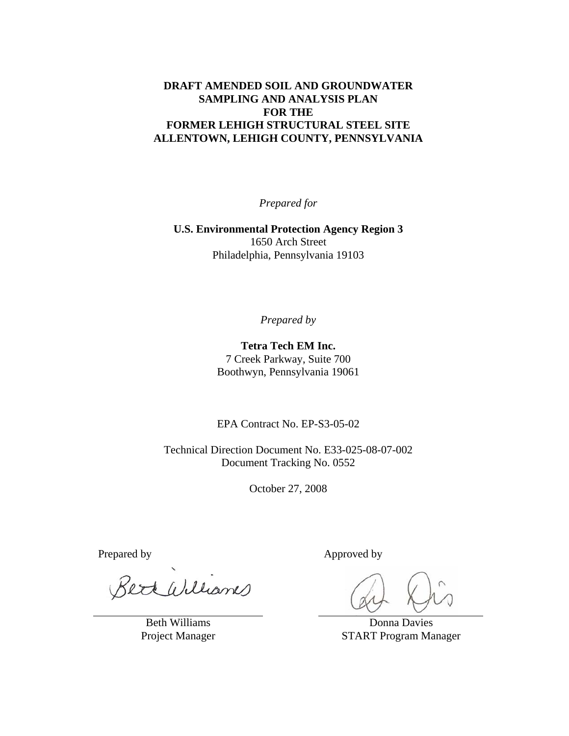# DRAFT AMENDED SOIL AND GROUNDWATER SAMPLING AND ANALYSIS PLAN FOR THE FORMER LEHIGH STRUCTURAL STEEL SITE ALLENTOWN, LEHIGH COUNTY, PENNSYLVANIA

*Prepared for*

**U.S. Environmental Protection Agency Region 3**
1650 Arch Street
Philadelphia, Pennsylvania 19103

*Prepared by*

**Tetra Tech EM Inc.**
7 Creek Parkway, Suite 700
Boothwyn, Pennsylvania 19061

EPA Contract No. EP-S3-05-02

Technical Direction Document No. E33-025-08-07-002
Document Tracking No. 0552

October 27, 2008

| Prepared by | Approved by |
| --- | --- |
| Beth Williams | Donna Davies |
| Project Manager | START Program Manager |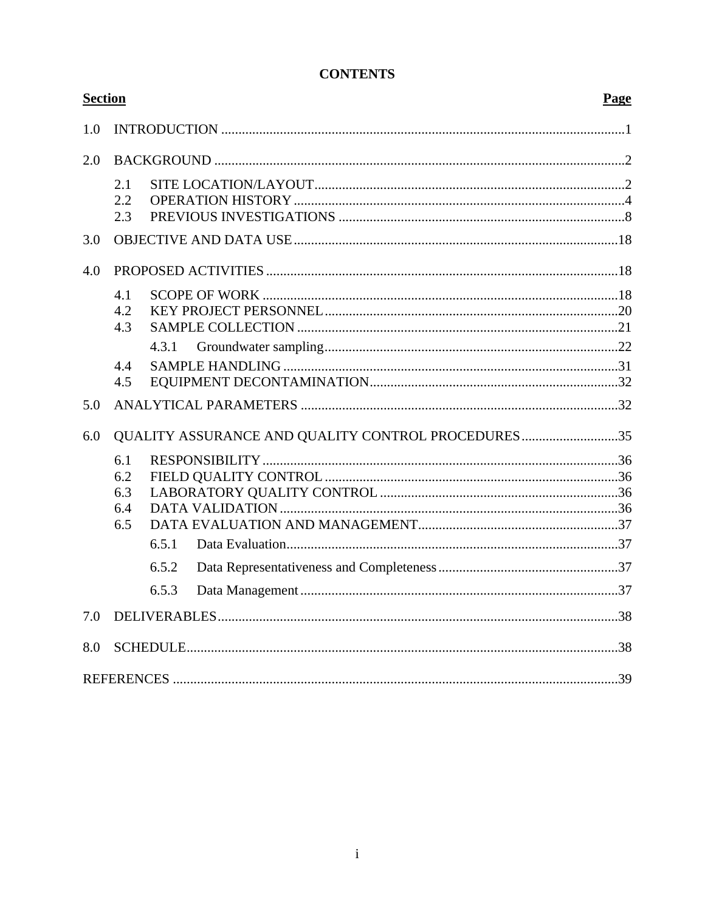**CONTENTS**

| Section | | | Page |
|---|---|---|---|
| 1.0 | INTRODUCTION | | 1 |
| 2.0 | BACKGROUND | | 2 |
| | 2.1 | SITE LOCATION/LAYOUT | 2 |
| | 2.2 | OPERATION HISTORY | 4 |
| | 2.3 | PREVIOUS INVESTIGATIONS | 8 |
| 3.0 | OBJECTIVE AND DATA USE | | 18 |
| 4.0 | PROPOSED ACTIVITIES | | 18 |
| | 4.1 | SCOPE OF WORK | 18 |
| | 4.2 | KEY PROJECT PERSONNEL | 20 |
| | 4.3 | SAMPLE COLLECTION | 21 |
| | | 4.3.1 Groundwater sampling | 22 |
| | 4.4 | SAMPLE HANDLING | 31 |
| | 4.5 | EQUIPMENT DECONTAMINATION | 32 |
| 5.0 | ANALYTICAL PARAMETERS | | 32 |
| 6.0 | QUALITY ASSURANCE AND QUALITY CONTROL PROCEDURES | | 35 |
| | 6.1 | RESPONSIBILITY | 36 |
| | 6.2 | FIELD QUALITY CONTROL | 36 |
| | 6.3 | LABORATORY QUALITY CONTROL | 36 |
| | 6.4 | DATA VALIDATION | 36 |
| | 6.5 | DATA EVALUATION AND MANAGEMENT | 37 |
| | | 6.5.1 Data Evaluation | 37 |
| | | 6.5.2 Data Representativeness and Completeness | 37 |
| | | 6.5.3 Data Management | 37 |
| 7.0 | DELIVERABLES | | 38 |
| 8.0 | SCHEDULE | | 38 |
| REFERENCES | | | 39 |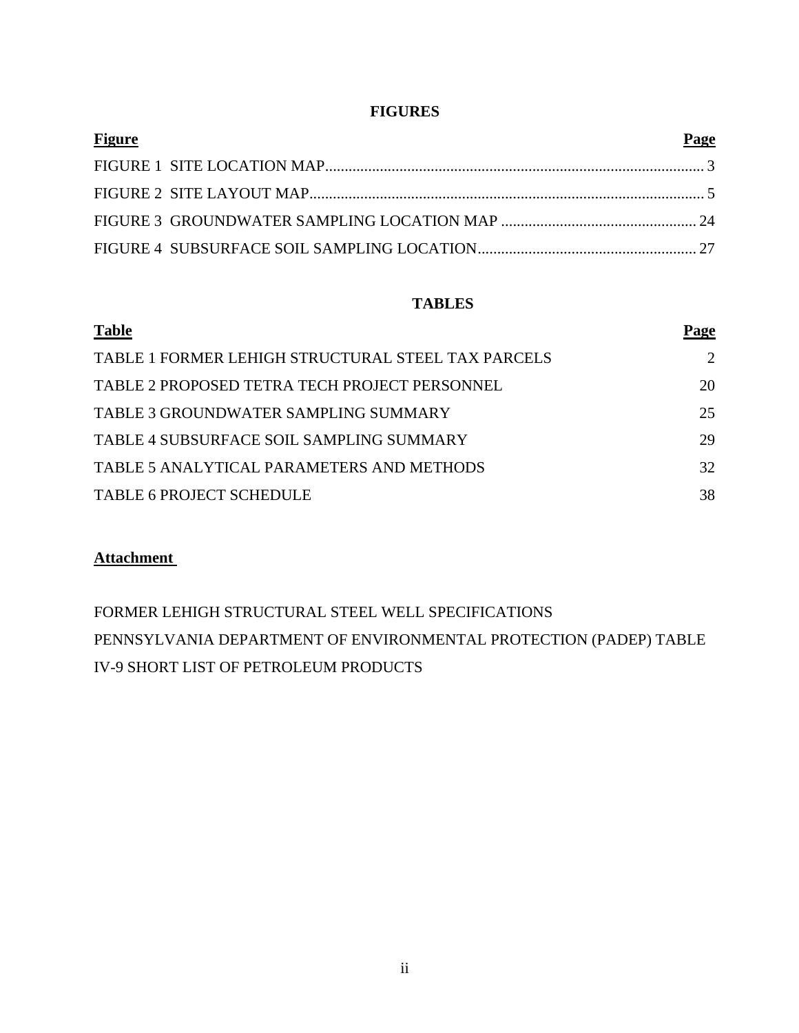## FIGURES

| Figure | Page |
|---|---|
| FIGURE 1 SITE LOCATION MAP | 3 |
| FIGURE 2 SITE LAYOUT MAP | 5 |
| FIGURE 3 GROUNDWATER SAMPLING LOCATION MAP | 24 |
| FIGURE 4 SUBSURFACE SOIL SAMPLING LOCATION | 27 |

## TABLES

| Table | Page |
|---|---|
| TABLE 1 FORMER LEHIGH STRUCTURAL STEEL TAX PARCELS | 2 |
| TABLE 2 PROPOSED TETRA TECH PROJECT PERSONNEL | 20 |
| TABLE 3 GROUNDWATER SAMPLING SUMMARY | 25 |
| TABLE 4 SUBSURFACE SOIL SAMPLING SUMMARY | 29 |
| TABLE 5 ANALYTICAL PARAMETERS AND METHODS | 32 |
| TABLE 6 PROJECT SCHEDULE | 38 |

**Attachment**

FORMER LEHIGH STRUCTURAL STEEL WELL SPECIFICATIONS

PENNSYLVANIA DEPARTMENT OF ENVIRONMENTAL PROTECTION (PADEP) TABLE IV-9 SHORT LIST OF PETROLEUM PRODUCTS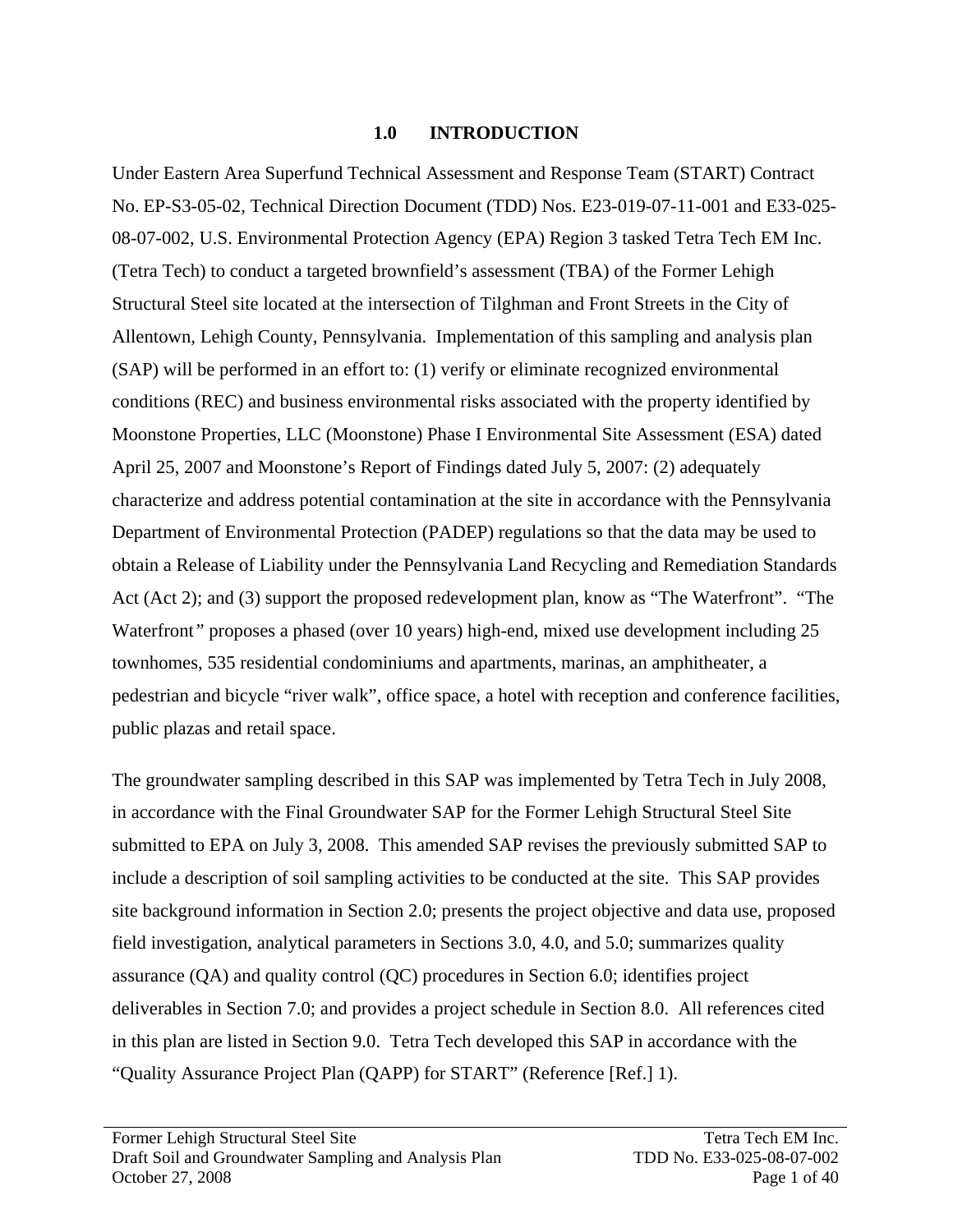# 1.0 INTRODUCTION

Under Eastern Area Superfund Technical Assessment and Response Team (START) Contract No. EP-S3-05-02, Technical Direction Document (TDD) Nos. E23-019-07-11-001 and E33-025-08-07-002, U.S. Environmental Protection Agency (EPA) Region 3 tasked Tetra Tech EM Inc. (Tetra Tech) to conduct a targeted brownfield's assessment (TBA) of the Former Lehigh Structural Steel site located at the intersection of Tilghman and Front Streets in the City of Allentown, Lehigh County, Pennsylvania. Implementation of this sampling and analysis plan (SAP) will be performed in an effort to: (1) verify or eliminate recognized environmental conditions (REC) and business environmental risks associated with the property identified by Moonstone Properties, LLC (Moonstone) Phase I Environmental Site Assessment (ESA) dated April 25, 2007 and Moonstone's Report of Findings dated July 5, 2007: (2) adequately characterize and address potential contamination at the site in accordance with the Pennsylvania Department of Environmental Protection (PADEP) regulations so that the data may be used to obtain a Release of Liability under the Pennsylvania Land Recycling and Remediation Standards Act (Act 2); and (3) support the proposed redevelopment plan, know as "The Waterfront". "The Waterfront" proposes a phased (over 10 years) high-end, mixed use development including 25 townhomes, 535 residential condominiums and apartments, marinas, an amphitheater, a pedestrian and bicycle "river walk", office space, a hotel with reception and conference facilities, public plazas and retail space.

The groundwater sampling described in this SAP was implemented by Tetra Tech in July 2008, in accordance with the Final Groundwater SAP for the Former Lehigh Structural Steel Site submitted to EPA on July 3, 2008. This amended SAP revises the previously submitted SAP to include a description of soil sampling activities to be conducted at the site. This SAP provides site background information in Section 2.0; presents the project objective and data use, proposed field investigation, analytical parameters in Sections 3.0, 4.0, and 5.0; summarizes quality assurance (QA) and quality control (QC) procedures in Section 6.0; identifies project deliverables in Section 7.0; and provides a project schedule in Section 8.0. All references cited in this plan are listed in Section 9.0. Tetra Tech developed this SAP in accordance with the "Quality Assurance Project Plan (QAPP) for START" (Reference [Ref.] 1).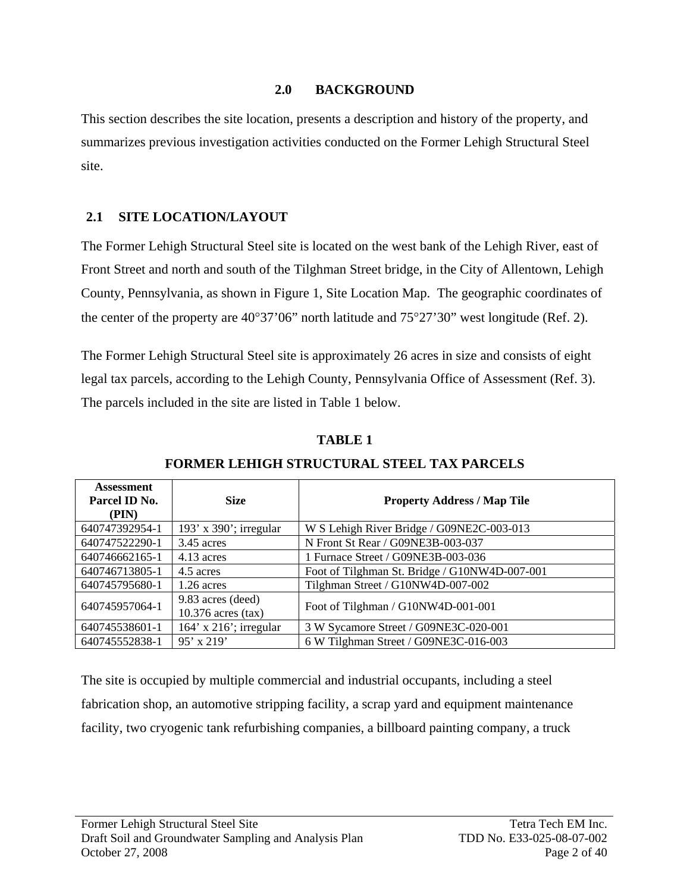# 2.0 BACKGROUND

This section describes the site location, presents a description and history of the property, and summarizes previous investigation activities conducted on the Former Lehigh Structural Steel site.

## 2.1 SITE LOCATION/LAYOUT

The Former Lehigh Structural Steel site is located on the west bank of the Lehigh River, east of Front Street and north and south of the Tilghman Street bridge, in the City of Allentown, Lehigh County, Pennsylvania, as shown in Figure 1, Site Location Map. The geographic coordinates of the center of the property are 40°37’06” north latitude and 75°27’30” west longitude (Ref. 2).

The Former Lehigh Structural Steel site is approximately 26 acres in size and consists of eight legal tax parcels, according to the Lehigh County, Pennsylvania Office of Assessment (Ref. 3). The parcels included in the site are listed in Table 1 below.

**TABLE 1**

**FORMER LEHIGH STRUCTURAL STEEL TAX PARCELS**

| Assessment Parcel ID No. (PIN) | Size | Property Address / Map Tile |
|---|---|---|
| 640747392954-1 | 193’ x 390’; irregular | W S Lehigh River Bridge / G09NE2C-003-013 |
| 640747522290-1 | 3.45 acres | N Front St Rear / G09NE3B-003-037 |
| 640746662165-1 | 4.13 acres | 1 Furnace Street / G09NE3B-003-036 |
| 640746713805-1 | 4.5 acres | Foot of Tilghman St. Bridge / G10NW4D-007-001 |
| 640745795680-1 | 1.26 acres | Tilghman Street / G10NW4D-007-002 |
| 640745957064-1 | 9.83 acres (deed) 10.376 acres (tax) | Foot of Tilghman / G10NW4D-001-001 |
| 640745538601-1 | 164’ x 216’; irregular | 3 W Sycamore Street / G09NE3C-020-001 |
| 640745552838-1 | 95’ x 219’ | 6 W Tilghman Street / G09NE3C-016-003 |

The site is occupied by multiple commercial and industrial occupants, including a steel fabrication shop, an automotive stripping facility, a scrap yard and equipment maintenance facility, two cryogenic tank refurbishing companies, a billboard painting company, a truck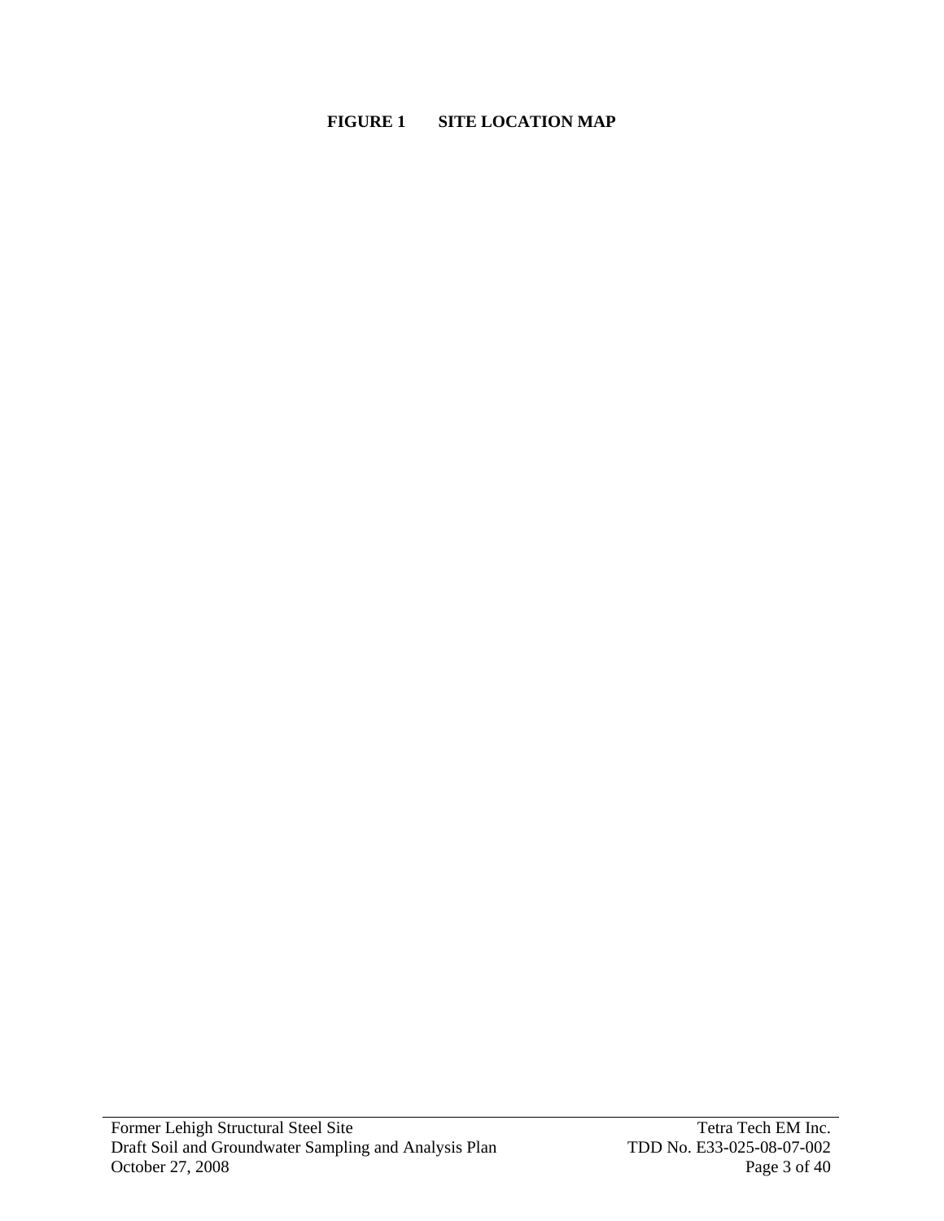**FIGURE 1 SITE LOCATION MAP**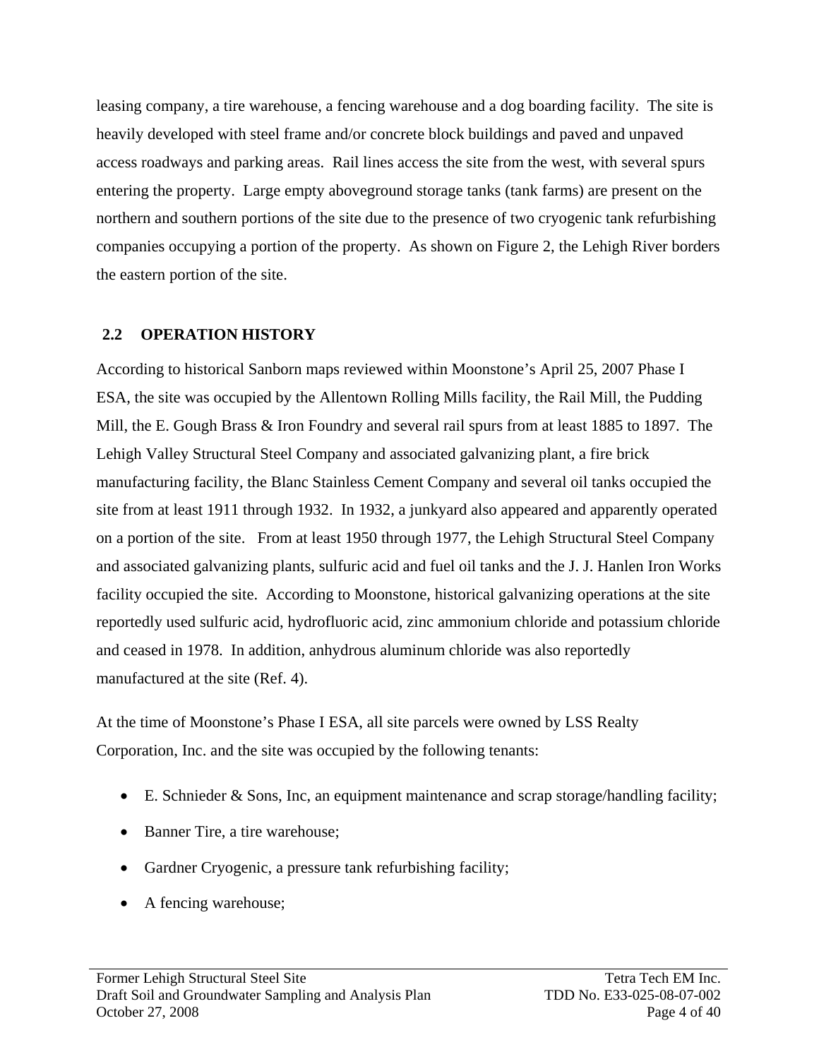leasing company, a tire warehouse, a fencing warehouse and a dog boarding facility. The site is heavily developed with steel frame and/or concrete block buildings and paved and unpaved access roadways and parking areas. Rail lines access the site from the west, with several spurs entering the property. Large empty aboveground storage tanks (tank farms) are present on the northern and southern portions of the site due to the presence of two cryogenic tank refurbishing companies occupying a portion of the property. As shown on Figure 2, the Lehigh River borders the eastern portion of the site.

## 2.2 OPERATION HISTORY

According to historical Sanborn maps reviewed within Moonstone's April 25, 2007 Phase I ESA, the site was occupied by the Allentown Rolling Mills facility, the Rail Mill, the Pudding Mill, the E. Gough Brass & Iron Foundry and several rail spurs from at least 1885 to 1897. The Lehigh Valley Structural Steel Company and associated galvanizing plant, a fire brick manufacturing facility, the Blanc Stainless Cement Company and several oil tanks occupied the site from at least 1911 through 1932. In 1932, a junkyard also appeared and apparently operated on a portion of the site. From at least 1950 through 1977, the Lehigh Structural Steel Company and associated galvanizing plants, sulfuric acid and fuel oil tanks and the J. J. Hanlen Iron Works facility occupied the site. According to Moonstone, historical galvanizing operations at the site reportedly used sulfuric acid, hydrofluoric acid, zinc ammonium chloride and potassium chloride and ceased in 1978. In addition, anhydrous aluminum chloride was also reportedly manufactured at the site (Ref. 4).

At the time of Moonstone's Phase I ESA, all site parcels were owned by LSS Realty Corporation, Inc. and the site was occupied by the following tenants:

- E. Schnieder & Sons, Inc, an equipment maintenance and scrap storage/handling facility;
- Banner Tire, a tire warehouse;
- Gardner Cryogenic, a pressure tank refurbishing facility;
- A fencing warehouse;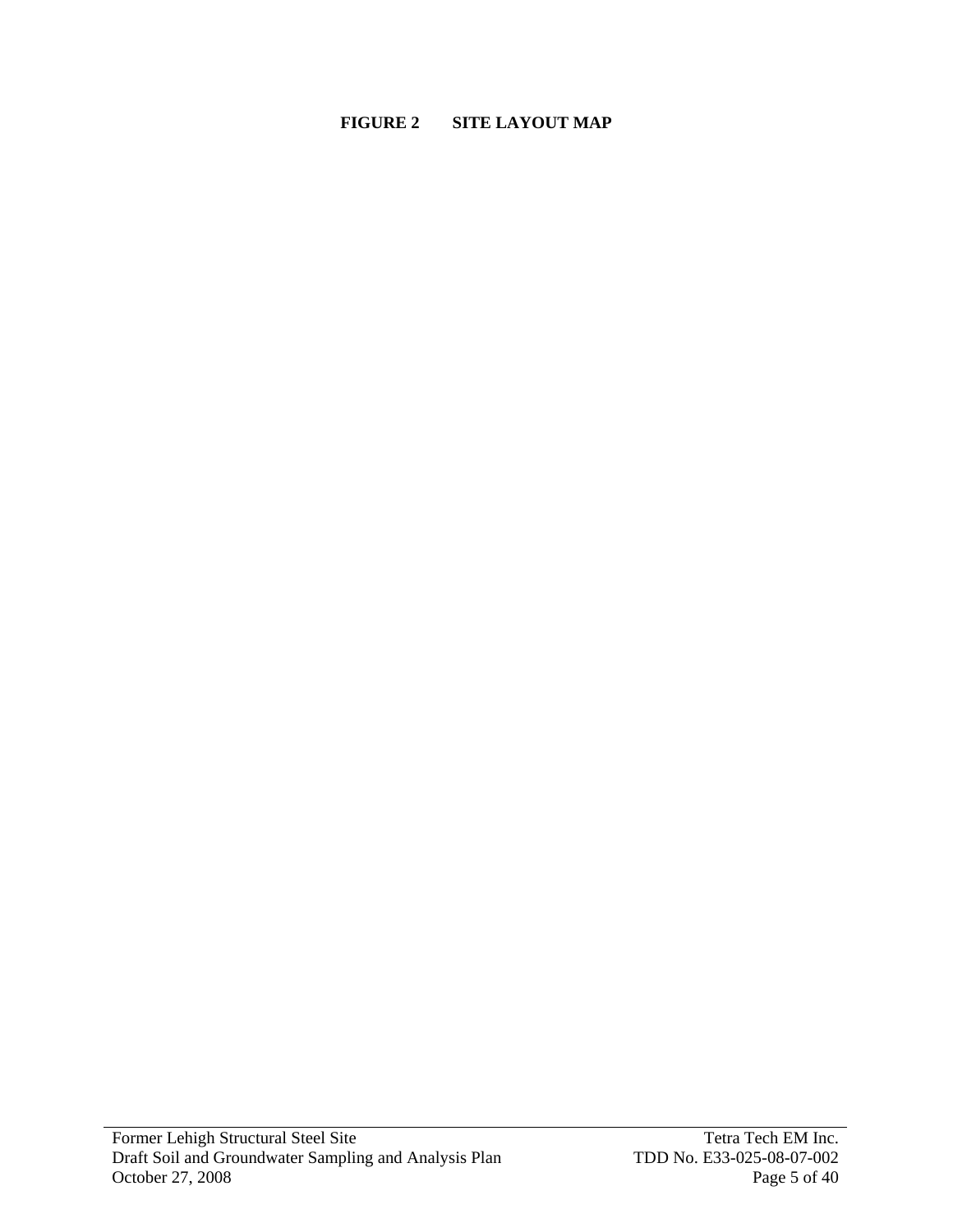**FIGURE 2 SITE LAYOUT MAP**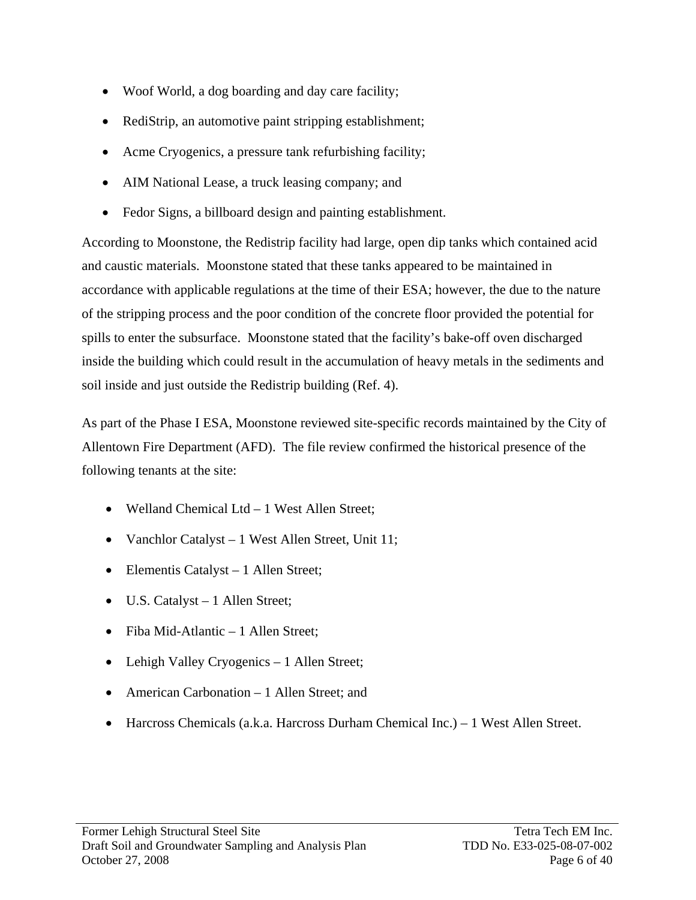- Woof World, a dog boarding and day care facility;
- RediStrip, an automotive paint stripping establishment;
- Acme Cryogenics, a pressure tank refurbishing facility;
- AIM National Lease, a truck leasing company; and
- Fedor Signs, a billboard design and painting establishment.

According to Moonstone, the Redistrip facility had large, open dip tanks which contained acid and caustic materials. Moonstone stated that these tanks appeared to be maintained in accordance with applicable regulations at the time of their ESA; however, the due to the nature of the stripping process and the poor condition of the concrete floor provided the potential for spills to enter the subsurface. Moonstone stated that the facility's bake-off oven discharged inside the building which could result in the accumulation of heavy metals in the sediments and soil inside and just outside the Redistrip building (Ref. 4).

As part of the Phase I ESA, Moonstone reviewed site-specific records maintained by the City of Allentown Fire Department (AFD). The file review confirmed the historical presence of the following tenants at the site:

- Welland Chemical Ltd – 1 West Allen Street;
- Vanchlor Catalyst – 1 West Allen Street, Unit 11;
- Elementis Catalyst – 1 Allen Street;
- U.S. Catalyst – 1 Allen Street;
- Fiba Mid-Atlantic – 1 Allen Street;
- Lehigh Valley Cryogenics – 1 Allen Street;
- American Carbonation – 1 Allen Street; and
- Harcross Chemicals (a.k.a. Harcross Durham Chemical Inc.) – 1 West Allen Street.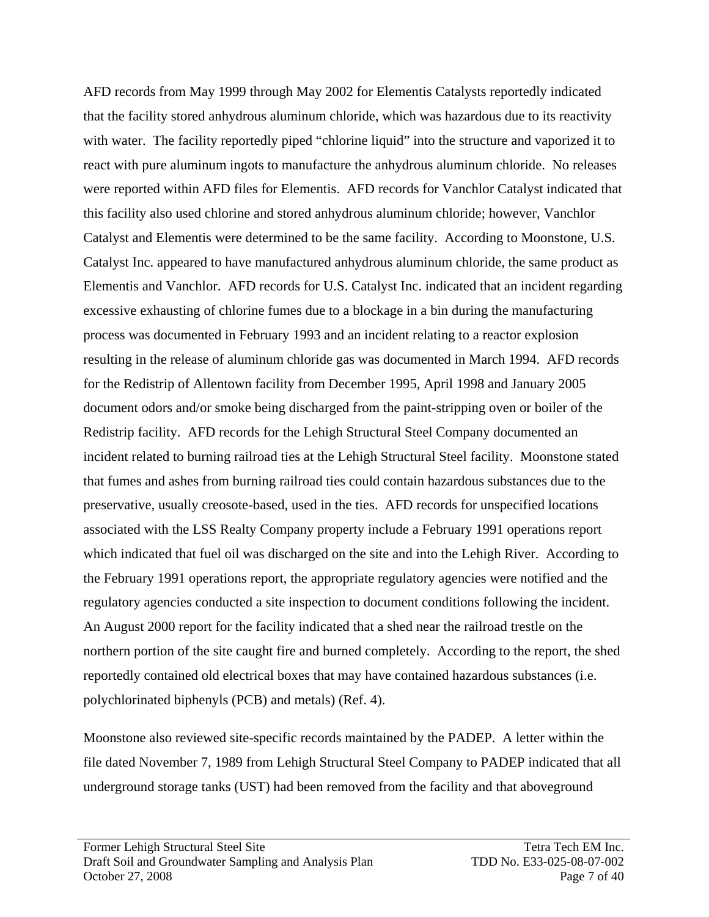AFD records from May 1999 through May 2002 for Elementis Catalysts reportedly indicated that the facility stored anhydrous aluminum chloride, which was hazardous due to its reactivity with water. The facility reportedly piped "chlorine liquid" into the structure and vaporized it to react with pure aluminum ingots to manufacture the anhydrous aluminum chloride. No releases were reported within AFD files for Elementis. AFD records for Vanchlor Catalyst indicated that this facility also used chlorine and stored anhydrous aluminum chloride; however, Vanchlor Catalyst and Elementis were determined to be the same facility. According to Moonstone, U.S. Catalyst Inc. appeared to have manufactured anhydrous aluminum chloride, the same product as Elementis and Vanchlor. AFD records for U.S. Catalyst Inc. indicated that an incident regarding excessive exhausting of chlorine fumes due to a blockage in a bin during the manufacturing process was documented in February 1993 and an incident relating to a reactor explosion resulting in the release of aluminum chloride gas was documented in March 1994. AFD records for the Redistrip of Allentown facility from December 1995, April 1998 and January 2005 document odors and/or smoke being discharged from the paint-stripping oven or boiler of the Redistrip facility. AFD records for the Lehigh Structural Steel Company documented an incident related to burning railroad ties at the Lehigh Structural Steel facility. Moonstone stated that fumes and ashes from burning railroad ties could contain hazardous substances due to the preservative, usually creosote-based, used in the ties. AFD records for unspecified locations associated with the LSS Realty Company property include a February 1991 operations report which indicated that fuel oil was discharged on the site and into the Lehigh River. According to the February 1991 operations report, the appropriate regulatory agencies were notified and the regulatory agencies conducted a site inspection to document conditions following the incident. An August 2000 report for the facility indicated that a shed near the railroad trestle on the northern portion of the site caught fire and burned completely. According to the report, the shed reportedly contained old electrical boxes that may have contained hazardous substances (i.e. polychlorinated biphenyls (PCB) and metals) (Ref. 4).

Moonstone also reviewed site-specific records maintained by the PADEP. A letter within the file dated November 7, 1989 from Lehigh Structural Steel Company to PADEP indicated that all underground storage tanks (UST) had been removed from the facility and that aboveground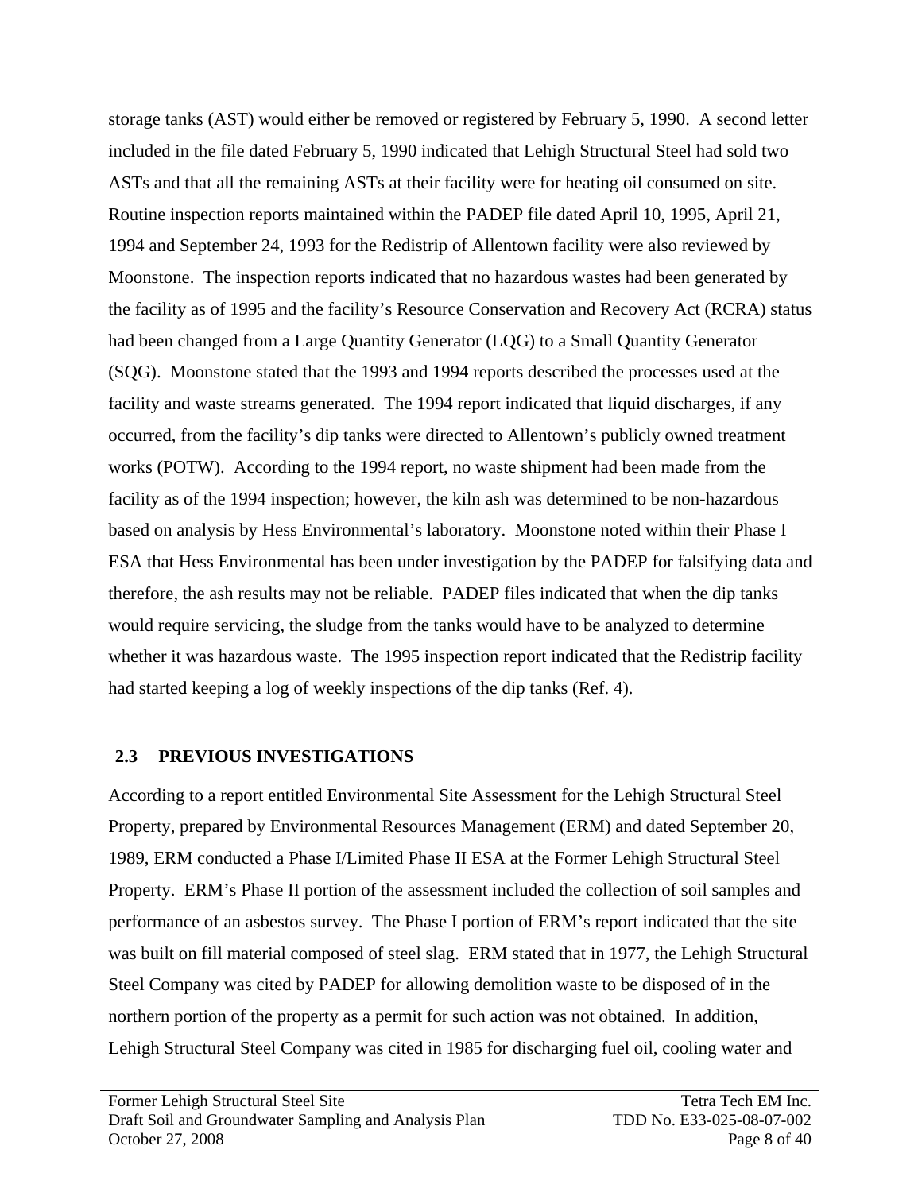storage tanks (AST) would either be removed or registered by February 5, 1990. A second letter included in the file dated February 5, 1990 indicated that Lehigh Structural Steel had sold two ASTs and that all the remaining ASTs at their facility were for heating oil consumed on site. Routine inspection reports maintained within the PADEP file dated April 10, 1995, April 21, 1994 and September 24, 1993 for the Redistrip of Allentown facility were also reviewed by Moonstone. The inspection reports indicated that no hazardous wastes had been generated by the facility as of 1995 and the facility's Resource Conservation and Recovery Act (RCRA) status had been changed from a Large Quantity Generator (LQG) to a Small Quantity Generator (SQG). Moonstone stated that the 1993 and 1994 reports described the processes used at the facility and waste streams generated. The 1994 report indicated that liquid discharges, if any occurred, from the facility's dip tanks were directed to Allentown's publicly owned treatment works (POTW). According to the 1994 report, no waste shipment had been made from the facility as of the 1994 inspection; however, the kiln ash was determined to be non-hazardous based on analysis by Hess Environmental's laboratory. Moonstone noted within their Phase I ESA that Hess Environmental has been under investigation by the PADEP for falsifying data and therefore, the ash results may not be reliable. PADEP files indicated that when the dip tanks would require servicing, the sludge from the tanks would have to be analyzed to determine whether it was hazardous waste. The 1995 inspection report indicated that the Redistrip facility had started keeping a log of weekly inspections of the dip tanks (Ref. 4).

## 2.3 PREVIOUS INVESTIGATIONS

According to a report entitled Environmental Site Assessment for the Lehigh Structural Steel Property, prepared by Environmental Resources Management (ERM) and dated September 20, 1989, ERM conducted a Phase I/Limited Phase II ESA at the Former Lehigh Structural Steel Property. ERM's Phase II portion of the assessment included the collection of soil samples and performance of an asbestos survey. The Phase I portion of ERM's report indicated that the site was built on fill material composed of steel slag. ERM stated that in 1977, the Lehigh Structural Steel Company was cited by PADEP for allowing demolition waste to be disposed of in the northern portion of the property as a permit for such action was not obtained. In addition, Lehigh Structural Steel Company was cited in 1985 for discharging fuel oil, cooling water and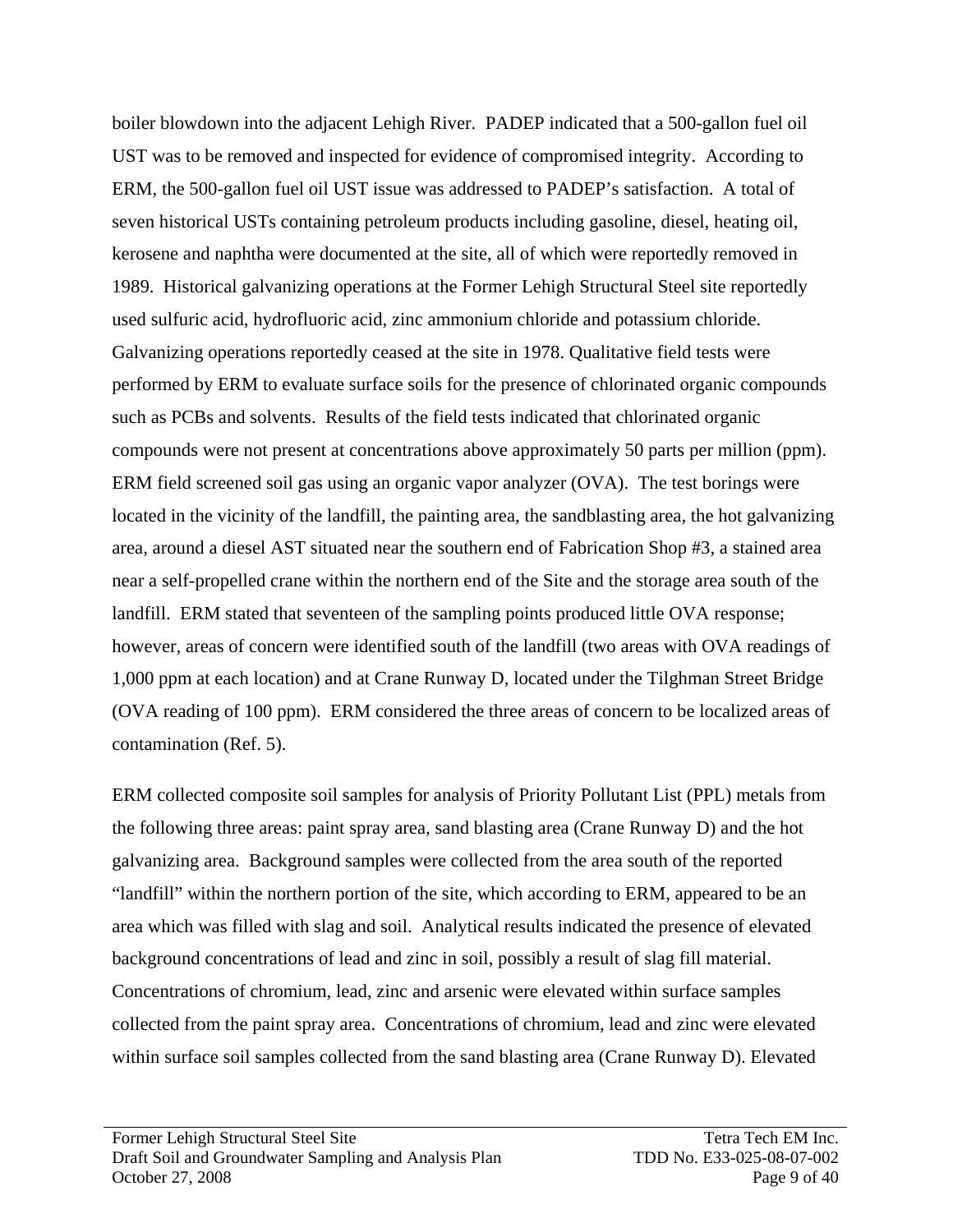boiler blowdown into the adjacent Lehigh River. PADEP indicated that a 500-gallon fuel oil UST was to be removed and inspected for evidence of compromised integrity. According to ERM, the 500-gallon fuel oil UST issue was addressed to PADEP's satisfaction. A total of seven historical USTs containing petroleum products including gasoline, diesel, heating oil, kerosene and naphtha were documented at the site, all of which were reportedly removed in 1989. Historical galvanizing operations at the Former Lehigh Structural Steel site reportedly used sulfuric acid, hydrofluoric acid, zinc ammonium chloride and potassium chloride. Galvanizing operations reportedly ceased at the site in 1978. Qualitative field tests were performed by ERM to evaluate surface soils for the presence of chlorinated organic compounds such as PCBs and solvents. Results of the field tests indicated that chlorinated organic compounds were not present at concentrations above approximately 50 parts per million (ppm). ERM field screened soil gas using an organic vapor analyzer (OVA). The test borings were located in the vicinity of the landfill, the painting area, the sandblasting area, the hot galvanizing area, around a diesel AST situated near the southern end of Fabrication Shop #3, a stained area near a self-propelled crane within the northern end of the Site and the storage area south of the landfill. ERM stated that seventeen of the sampling points produced little OVA response; however, areas of concern were identified south of the landfill (two areas with OVA readings of 1,000 ppm at each location) and at Crane Runway D, located under the Tilghman Street Bridge (OVA reading of 100 ppm). ERM considered the three areas of concern to be localized areas of contamination (Ref. 5).

ERM collected composite soil samples for analysis of Priority Pollutant List (PPL) metals from the following three areas: paint spray area, sand blasting area (Crane Runway D) and the hot galvanizing area. Background samples were collected from the area south of the reported "landfill" within the northern portion of the site, which according to ERM, appeared to be an area which was filled with slag and soil. Analytical results indicated the presence of elevated background concentrations of lead and zinc in soil, possibly a result of slag fill material. Concentrations of chromium, lead, zinc and arsenic were elevated within surface samples collected from the paint spray area. Concentrations of chromium, lead and zinc were elevated within surface soil samples collected from the sand blasting area (Crane Runway D). Elevated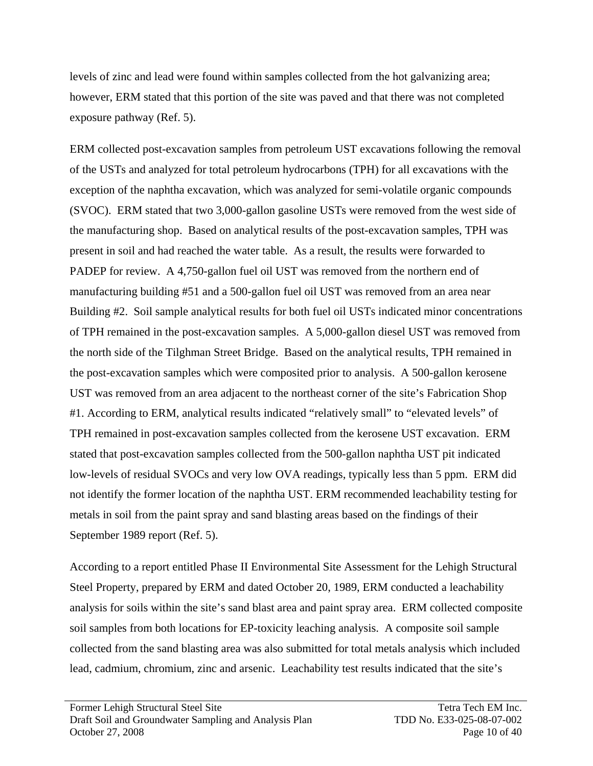levels of zinc and lead were found within samples collected from the hot galvanizing area; however, ERM stated that this portion of the site was paved and that there was not completed exposure pathway (Ref. 5).

ERM collected post-excavation samples from petroleum UST excavations following the removal of the USTs and analyzed for total petroleum hydrocarbons (TPH) for all excavations with the exception of the naphtha excavation, which was analyzed for semi-volatile organic compounds (SVOC). ERM stated that two 3,000-gallon gasoline USTs were removed from the west side of the manufacturing shop. Based on analytical results of the post-excavation samples, TPH was present in soil and had reached the water table. As a result, the results were forwarded to PADEP for review. A 4,750-gallon fuel oil UST was removed from the northern end of manufacturing building #51 and a 500-gallon fuel oil UST was removed from an area near Building #2. Soil sample analytical results for both fuel oil USTs indicated minor concentrations of TPH remained in the post-excavation samples. A 5,000-gallon diesel UST was removed from the north side of the Tilghman Street Bridge. Based on the analytical results, TPH remained in the post-excavation samples which were composited prior to analysis. A 500-gallon kerosene UST was removed from an area adjacent to the northeast corner of the site's Fabrication Shop #1. According to ERM, analytical results indicated "relatively small" to "elevated levels" of TPH remained in post-excavation samples collected from the kerosene UST excavation. ERM stated that post-excavation samples collected from the 500-gallon naphtha UST pit indicated low-levels of residual SVOCs and very low OVA readings, typically less than 5 ppm. ERM did not identify the former location of the naphtha UST. ERM recommended leachability testing for metals in soil from the paint spray and sand blasting areas based on the findings of their September 1989 report (Ref. 5).

According to a report entitled Phase II Environmental Site Assessment for the Lehigh Structural Steel Property, prepared by ERM and dated October 20, 1989, ERM conducted a leachability analysis for soils within the site's sand blast area and paint spray area. ERM collected composite soil samples from both locations for EP-toxicity leaching analysis. A composite soil sample collected from the sand blasting area was also submitted for total metals analysis which included lead, cadmium, chromium, zinc and arsenic. Leachability test results indicated that the site's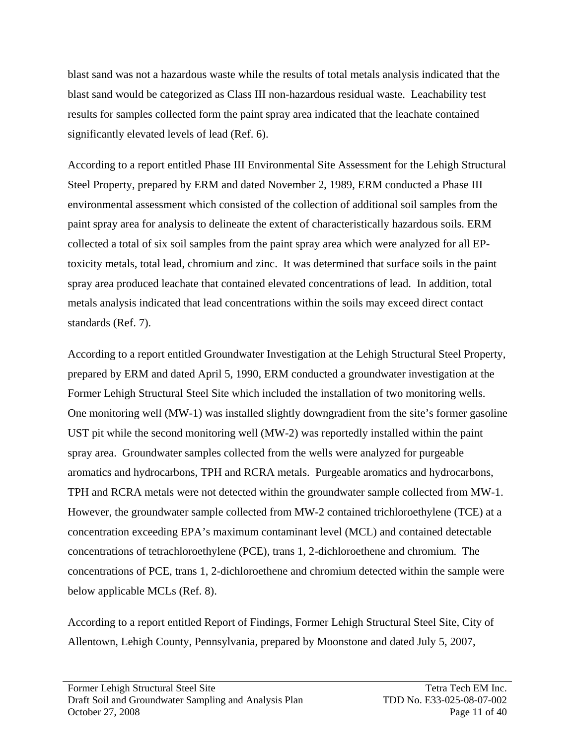blast sand was not a hazardous waste while the results of total metals analysis indicated that the blast sand would be categorized as Class III non-hazardous residual waste. Leachability test results for samples collected form the paint spray area indicated that the leachate contained significantly elevated levels of lead (Ref. 6).

According to a report entitled Phase III Environmental Site Assessment for the Lehigh Structural Steel Property, prepared by ERM and dated November 2, 1989, ERM conducted a Phase III environmental assessment which consisted of the collection of additional soil samples from the paint spray area for analysis to delineate the extent of characteristically hazardous soils. ERM collected a total of six soil samples from the paint spray area which were analyzed for all EP-toxicity metals, total lead, chromium and zinc. It was determined that surface soils in the paint spray area produced leachate that contained elevated concentrations of lead. In addition, total metals analysis indicated that lead concentrations within the soils may exceed direct contact standards (Ref. 7).

According to a report entitled Groundwater Investigation at the Lehigh Structural Steel Property, prepared by ERM and dated April 5, 1990, ERM conducted a groundwater investigation at the Former Lehigh Structural Steel Site which included the installation of two monitoring wells. One monitoring well (MW-1) was installed slightly downgradient from the site's former gasoline UST pit while the second monitoring well (MW-2) was reportedly installed within the paint spray area. Groundwater samples collected from the wells were analyzed for purgeable aromatics and hydrocarbons, TPH and RCRA metals. Purgeable aromatics and hydrocarbons, TPH and RCRA metals were not detected within the groundwater sample collected from MW-1. However, the groundwater sample collected from MW-2 contained trichloroethylene (TCE) at a concentration exceeding EPA's maximum contaminant level (MCL) and contained detectable concentrations of tetrachloroethylene (PCE), trans 1, 2-dichloroethene and chromium. The concentrations of PCE, trans 1, 2-dichloroethene and chromium detected within the sample were below applicable MCLs (Ref. 8).

According to a report entitled Report of Findings, Former Lehigh Structural Steel Site, City of Allentown, Lehigh County, Pennsylvania, prepared by Moonstone and dated July 5, 2007,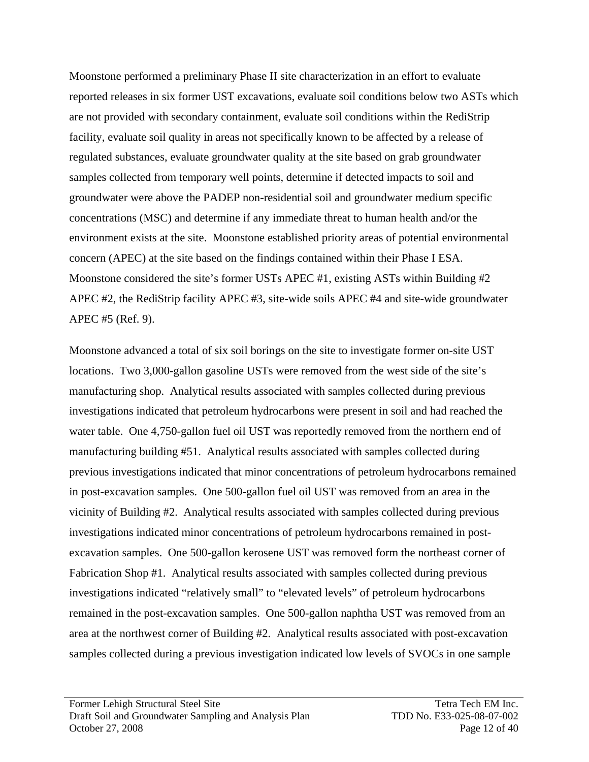Moonstone performed a preliminary Phase II site characterization in an effort to evaluate reported releases in six former UST excavations, evaluate soil conditions below two ASTs which are not provided with secondary containment, evaluate soil conditions within the RediStrip facility, evaluate soil quality in areas not specifically known to be affected by a release of regulated substances, evaluate groundwater quality at the site based on grab groundwater samples collected from temporary well points, determine if detected impacts to soil and groundwater were above the PADEP non-residential soil and groundwater medium specific concentrations (MSC) and determine if any immediate threat to human health and/or the environment exists at the site. Moonstone established priority areas of potential environmental concern (APEC) at the site based on the findings contained within their Phase I ESA. Moonstone considered the site's former USTs APEC #1, existing ASTs within Building #2 APEC #2, the RediStrip facility APEC #3, site-wide soils APEC #4 and site-wide groundwater APEC #5 (Ref. 9).

Moonstone advanced a total of six soil borings on the site to investigate former on-site UST locations. Two 3,000-gallon gasoline USTs were removed from the west side of the site's manufacturing shop. Analytical results associated with samples collected during previous investigations indicated that petroleum hydrocarbons were present in soil and had reached the water table. One 4,750-gallon fuel oil UST was reportedly removed from the northern end of manufacturing building #51. Analytical results associated with samples collected during previous investigations indicated that minor concentrations of petroleum hydrocarbons remained in post-excavation samples. One 500-gallon fuel oil UST was removed from an area in the vicinity of Building #2. Analytical results associated with samples collected during previous investigations indicated minor concentrations of petroleum hydrocarbons remained in post-excavation samples. One 500-gallon kerosene UST was removed form the northeast corner of Fabrication Shop #1. Analytical results associated with samples collected during previous investigations indicated "relatively small" to "elevated levels" of petroleum hydrocarbons remained in the post-excavation samples. One 500-gallon naphtha UST was removed from an area at the northwest corner of Building #2. Analytical results associated with post-excavation samples collected during a previous investigation indicated low levels of SVOCs in one sample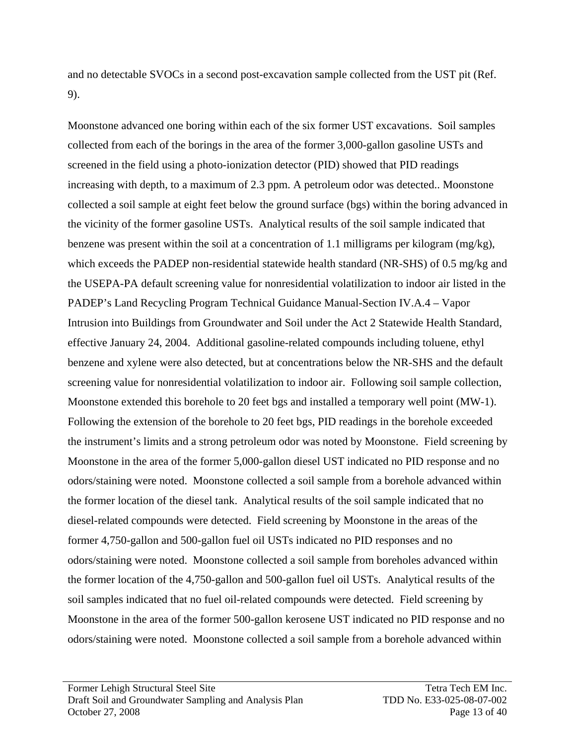and no detectable SVOCs in a second post-excavation sample collected from the UST pit (Ref. 9).

Moonstone advanced one boring within each of the six former UST excavations. Soil samples collected from each of the borings in the area of the former 3,000-gallon gasoline USTs and screened in the field using a photo-ionization detector (PID) showed that PID readings increasing with depth, to a maximum of 2.3 ppm. A petroleum odor was detected.. Moonstone collected a soil sample at eight feet below the ground surface (bgs) within the boring advanced in the vicinity of the former gasoline USTs. Analytical results of the soil sample indicated that benzene was present within the soil at a concentration of 1.1 milligrams per kilogram (mg/kg), which exceeds the PADEP non-residential statewide health standard (NR-SHS) of 0.5 mg/kg and the USEPA-PA default screening value for nonresidential volatilization to indoor air listed in the PADEP's Land Recycling Program Technical Guidance Manual-Section IV.A.4 – Vapor Intrusion into Buildings from Groundwater and Soil under the Act 2 Statewide Health Standard, effective January 24, 2004. Additional gasoline-related compounds including toluene, ethyl benzene and xylene were also detected, but at concentrations below the NR-SHS and the default screening value for nonresidential volatilization to indoor air. Following soil sample collection, Moonstone extended this borehole to 20 feet bgs and installed a temporary well point (MW-1). Following the extension of the borehole to 20 feet bgs, PID readings in the borehole exceeded the instrument's limits and a strong petroleum odor was noted by Moonstone. Field screening by Moonstone in the area of the former 5,000-gallon diesel UST indicated no PID response and no odors/staining were noted. Moonstone collected a soil sample from a borehole advanced within the former location of the diesel tank. Analytical results of the soil sample indicated that no diesel-related compounds were detected. Field screening by Moonstone in the areas of the former 4,750-gallon and 500-gallon fuel oil USTs indicated no PID responses and no odors/staining were noted. Moonstone collected a soil sample from boreholes advanced within the former location of the 4,750-gallon and 500-gallon fuel oil USTs. Analytical results of the soil samples indicated that no fuel oil-related compounds were detected. Field screening by Moonstone in the area of the former 500-gallon kerosene UST indicated no PID response and no odors/staining were noted. Moonstone collected a soil sample from a borehole advanced within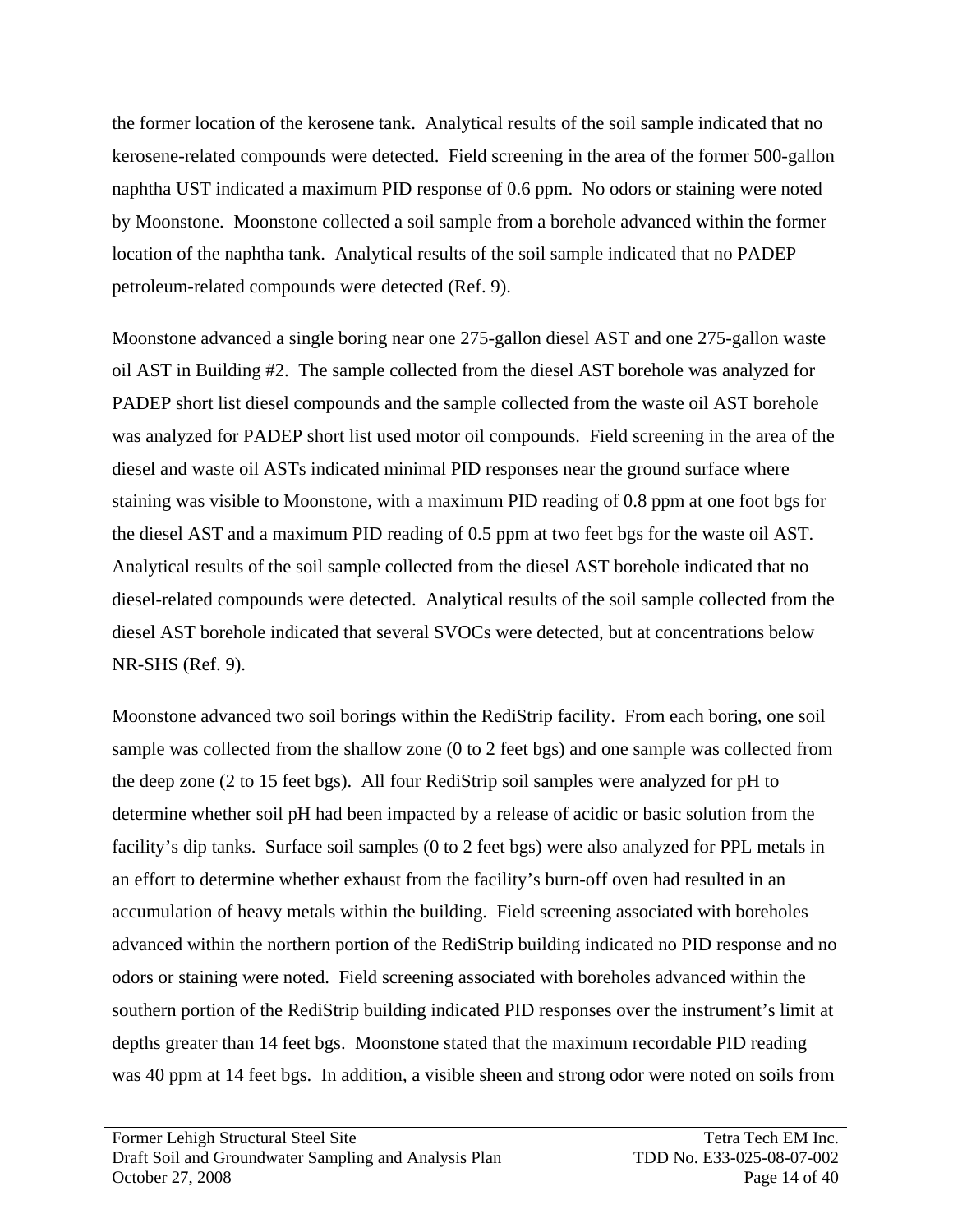the former location of the kerosene tank. Analytical results of the soil sample indicated that no kerosene-related compounds were detected. Field screening in the area of the former 500-gallon naphtha UST indicated a maximum PID response of 0.6 ppm. No odors or staining were noted by Moonstone. Moonstone collected a soil sample from a borehole advanced within the former location of the naphtha tank. Analytical results of the soil sample indicated that no PADEP petroleum-related compounds were detected (Ref. 9).

Moonstone advanced a single boring near one 275-gallon diesel AST and one 275-gallon waste oil AST in Building #2. The sample collected from the diesel AST borehole was analyzed for PADEP short list diesel compounds and the sample collected from the waste oil AST borehole was analyzed for PADEP short list used motor oil compounds. Field screening in the area of the diesel and waste oil ASTs indicated minimal PID responses near the ground surface where staining was visible to Moonstone, with a maximum PID reading of 0.8 ppm at one foot bgs for the diesel AST and a maximum PID reading of 0.5 ppm at two feet bgs for the waste oil AST. Analytical results of the soil sample collected from the diesel AST borehole indicated that no diesel-related compounds were detected. Analytical results of the soil sample collected from the diesel AST borehole indicated that several SVOCs were detected, but at concentrations below NR-SHS (Ref. 9).

Moonstone advanced two soil borings within the RediStrip facility. From each boring, one soil sample was collected from the shallow zone (0 to 2 feet bgs) and one sample was collected from the deep zone (2 to 15 feet bgs). All four RediStrip soil samples were analyzed for pH to determine whether soil pH had been impacted by a release of acidic or basic solution from the facility's dip tanks. Surface soil samples (0 to 2 feet bgs) were also analyzed for PPL metals in an effort to determine whether exhaust from the facility's burn-off oven had resulted in an accumulation of heavy metals within the building. Field screening associated with boreholes advanced within the northern portion of the RediStrip building indicated no PID response and no odors or staining were noted. Field screening associated with boreholes advanced within the southern portion of the RediStrip building indicated PID responses over the instrument's limit at depths greater than 14 feet bgs. Moonstone stated that the maximum recordable PID reading was 40 ppm at 14 feet bgs. In addition, a visible sheen and strong odor were noted on soils from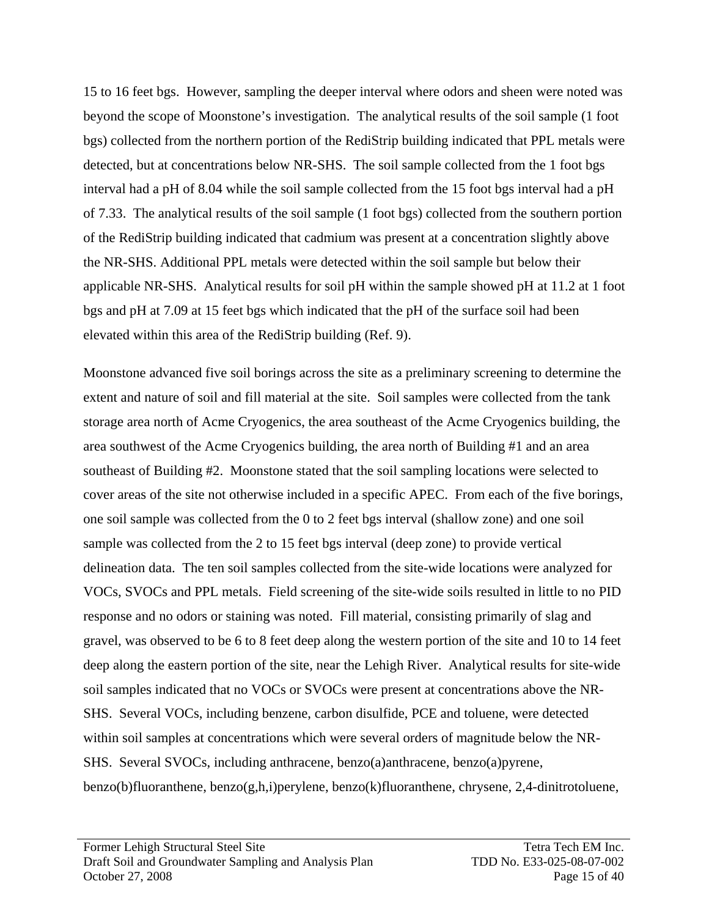15 to 16 feet bgs. However, sampling the deeper interval where odors and sheen were noted was beyond the scope of Moonstone's investigation. The analytical results of the soil sample (1 foot bgs) collected from the northern portion of the RediStrip building indicated that PPL metals were detected, but at concentrations below NR-SHS. The soil sample collected from the 1 foot bgs interval had a pH of 8.04 while the soil sample collected from the 15 foot bgs interval had a pH of 7.33. The analytical results of the soil sample (1 foot bgs) collected from the southern portion of the RediStrip building indicated that cadmium was present at a concentration slightly above the NR-SHS. Additional PPL metals were detected within the soil sample but below their applicable NR-SHS. Analytical results for soil pH within the sample showed pH at 11.2 at 1 foot bgs and pH at 7.09 at 15 feet bgs which indicated that the pH of the surface soil had been elevated within this area of the RediStrip building (Ref. 9).

Moonstone advanced five soil borings across the site as a preliminary screening to determine the extent and nature of soil and fill material at the site. Soil samples were collected from the tank storage area north of Acme Cryogenics, the area southeast of the Acme Cryogenics building, the area southwest of the Acme Cryogenics building, the area north of Building #1 and an area southeast of Building #2. Moonstone stated that the soil sampling locations were selected to cover areas of the site not otherwise included in a specific APEC. From each of the five borings, one soil sample was collected from the 0 to 2 feet bgs interval (shallow zone) and one soil sample was collected from the 2 to 15 feet bgs interval (deep zone) to provide vertical delineation data. The ten soil samples collected from the site-wide locations were analyzed for VOCs, SVOCs and PPL metals. Field screening of the site-wide soils resulted in little to no PID response and no odors or staining was noted. Fill material, consisting primarily of slag and gravel, was observed to be 6 to 8 feet deep along the western portion of the site and 10 to 14 feet deep along the eastern portion of the site, near the Lehigh River. Analytical results for site-wide soil samples indicated that no VOCs or SVOCs were present at concentrations above the NR-SHS. Several VOCs, including benzene, carbon disulfide, PCE and toluene, were detected within soil samples at concentrations which were several orders of magnitude below the NR-SHS. Several SVOCs, including anthracene, benzo(a)anthracene, benzo(a)pyrene, benzo(b)fluoranthene, benzo(g,h,i)perylene, benzo(k)fluoranthene, chrysene, 2,4-dinitrotoluene,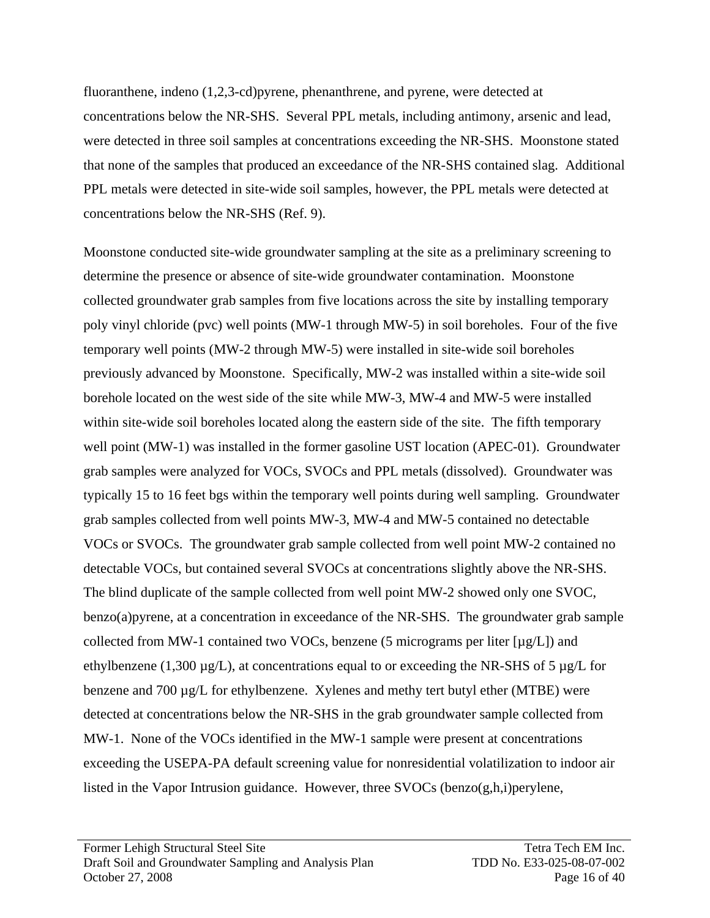fluoranthene, indeno (1,2,3-cd)pyrene, phenanthrene, and pyrene, were detected at concentrations below the NR-SHS. Several PPL metals, including antimony, arsenic and lead, were detected in three soil samples at concentrations exceeding the NR-SHS. Moonstone stated that none of the samples that produced an exceedance of the NR-SHS contained slag. Additional PPL metals were detected in site-wide soil samples, however, the PPL metals were detected at concentrations below the NR-SHS (Ref. 9).

Moonstone conducted site-wide groundwater sampling at the site as a preliminary screening to determine the presence or absence of site-wide groundwater contamination. Moonstone collected groundwater grab samples from five locations across the site by installing temporary poly vinyl chloride (pvc) well points (MW-1 through MW-5) in soil boreholes. Four of the five temporary well points (MW-2 through MW-5) were installed in site-wide soil boreholes previously advanced by Moonstone. Specifically, MW-2 was installed within a site-wide soil borehole located on the west side of the site while MW-3, MW-4 and MW-5 were installed within site-wide soil boreholes located along the eastern side of the site. The fifth temporary well point (MW-1) was installed in the former gasoline UST location (APEC-01). Groundwater grab samples were analyzed for VOCs, SVOCs and PPL metals (dissolved). Groundwater was typically 15 to 16 feet bgs within the temporary well points during well sampling. Groundwater grab samples collected from well points MW-3, MW-4 and MW-5 contained no detectable VOCs or SVOCs. The groundwater grab sample collected from well point MW-2 contained no detectable VOCs, but contained several SVOCs at concentrations slightly above the NR-SHS. The blind duplicate of the sample collected from well point MW-2 showed only one SVOC, benzo(a)pyrene, at a concentration in exceedance of the NR-SHS. The groundwater grab sample collected from MW-1 contained two VOCs, benzene (5 micrograms per liter [µg/L]) and ethylbenzene (1,300 µg/L), at concentrations equal to or exceeding the NR-SHS of 5 µg/L for benzene and 700 µg/L for ethylbenzene. Xylenes and methy tert butyl ether (MTBE) were detected at concentrations below the NR-SHS in the grab groundwater sample collected from MW-1. None of the VOCs identified in the MW-1 sample were present at concentrations exceeding the USEPA-PA default screening value for nonresidential volatilization to indoor air listed in the Vapor Intrusion guidance. However, three SVOCs (benzo(g,h,i)perylene,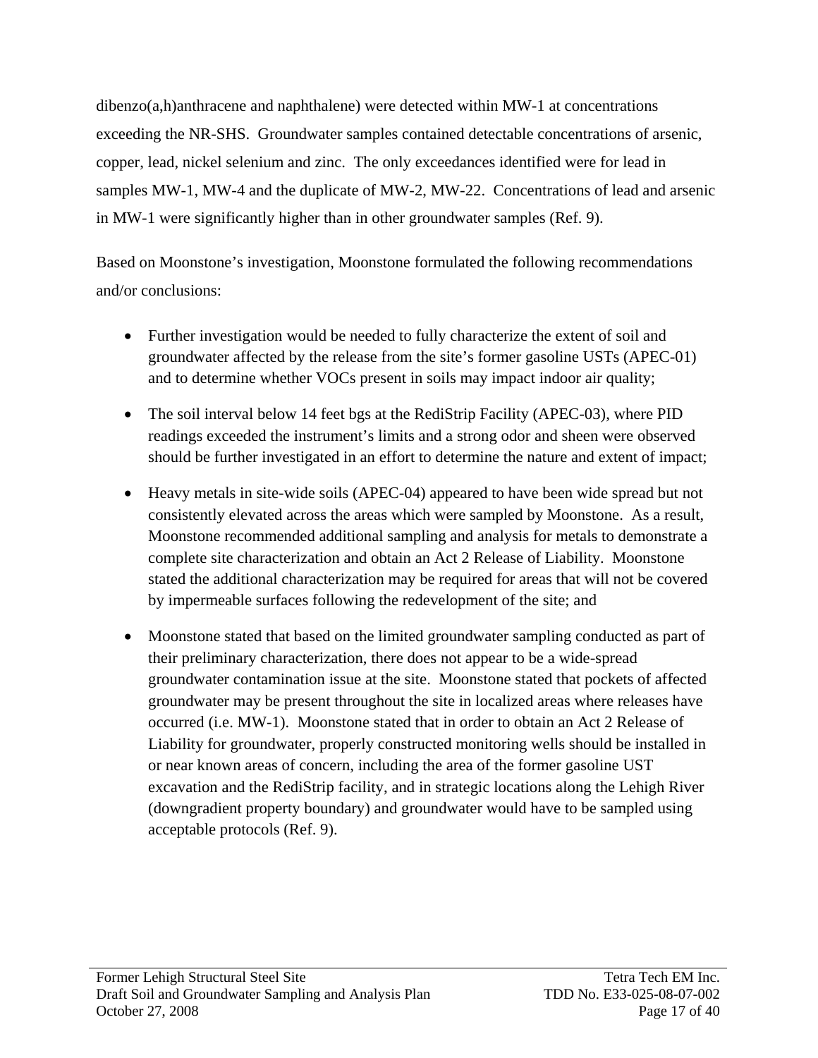dibenzo(a,h)anthracene and naphthalene) were detected within MW-1 at concentrations exceeding the NR-SHS. Groundwater samples contained detectable concentrations of arsenic, copper, lead, nickel selenium and zinc. The only exceedances identified were for lead in samples MW-1, MW-4 and the duplicate of MW-2, MW-22. Concentrations of lead and arsenic in MW-1 were significantly higher than in other groundwater samples (Ref. 9).

Based on Moonstone's investigation, Moonstone formulated the following recommendations and/or conclusions:

- Further investigation would be needed to fully characterize the extent of soil and groundwater affected by the release from the site's former gasoline USTs (APEC-01) and to determine whether VOCs present in soils may impact indoor air quality;
- The soil interval below 14 feet bgs at the RediStrip Facility (APEC-03), where PID readings exceeded the instrument's limits and a strong odor and sheen were observed should be further investigated in an effort to determine the nature and extent of impact;
- Heavy metals in site-wide soils (APEC-04) appeared to have been wide spread but not consistently elevated across the areas which were sampled by Moonstone. As a result, Moonstone recommended additional sampling and analysis for metals to demonstrate a complete site characterization and obtain an Act 2 Release of Liability. Moonstone stated the additional characterization may be required for areas that will not be covered by impermeable surfaces following the redevelopment of the site; and
- Moonstone stated that based on the limited groundwater sampling conducted as part of their preliminary characterization, there does not appear to be a wide-spread groundwater contamination issue at the site. Moonstone stated that pockets of affected groundwater may be present throughout the site in localized areas where releases have occurred (i.e. MW-1). Moonstone stated that in order to obtain an Act 2 Release of Liability for groundwater, properly constructed monitoring wells should be installed in or near known areas of concern, including the area of the former gasoline UST excavation and the RediStrip facility, and in strategic locations along the Lehigh River (downgradient property boundary) and groundwater would have to be sampled using acceptable protocols (Ref. 9).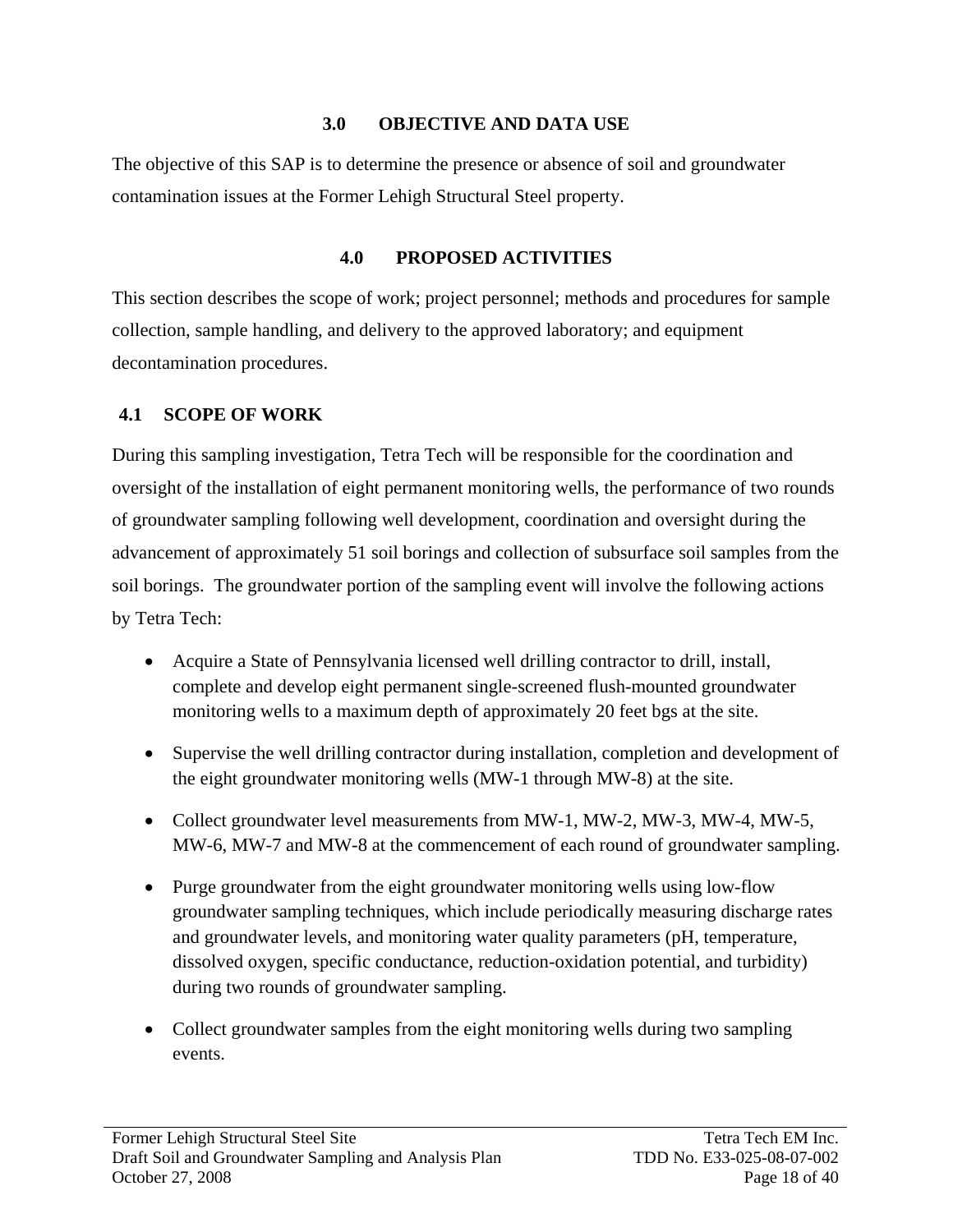## 3.0 OBJECTIVE AND DATA USE

The objective of this SAP is to determine the presence or absence of soil and groundwater contamination issues at the Former Lehigh Structural Steel property.

## 4.0 PROPOSED ACTIVITIES

This section describes the scope of work; project personnel; methods and procedures for sample collection, sample handling, and delivery to the approved laboratory; and equipment decontamination procedures.

### 4.1 SCOPE OF WORK

During this sampling investigation, Tetra Tech will be responsible for the coordination and oversight of the installation of eight permanent monitoring wells, the performance of two rounds of groundwater sampling following well development, coordination and oversight during the advancement of approximately 51 soil borings and collection of subsurface soil samples from the soil borings. The groundwater portion of the sampling event will involve the following actions by Tetra Tech:

- Acquire a State of Pennsylvania licensed well drilling contractor to drill, install, complete and develop eight permanent single-screened flush-mounted groundwater monitoring wells to a maximum depth of approximately 20 feet bgs at the site.
- Supervise the well drilling contractor during installation, completion and development of the eight groundwater monitoring wells (MW-1 through MW-8) at the site.
- Collect groundwater level measurements from MW-1, MW-2, MW-3, MW-4, MW-5, MW-6, MW-7 and MW-8 at the commencement of each round of groundwater sampling.
- Purge groundwater from the eight groundwater monitoring wells using low-flow groundwater sampling techniques, which include periodically measuring discharge rates and groundwater levels, and monitoring water quality parameters (pH, temperature, dissolved oxygen, specific conductance, reduction-oxidation potential, and turbidity) during two rounds of groundwater sampling.
- Collect groundwater samples from the eight monitoring wells during two sampling events.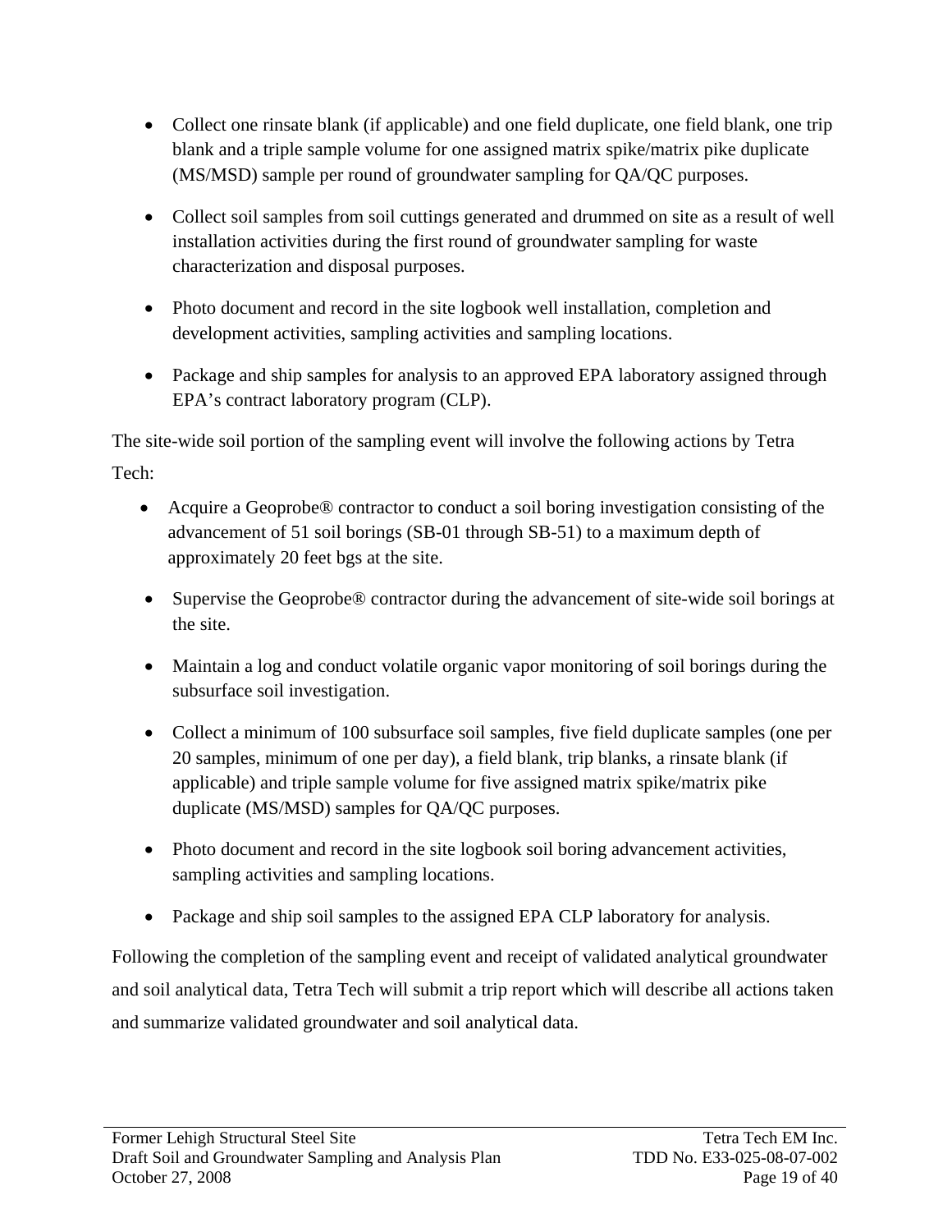- Collect one rinsate blank (if applicable) and one field duplicate, one field blank, one trip blank and a triple sample volume for one assigned matrix spike/matrix pike duplicate (MS/MSD) sample per round of groundwater sampling for QA/QC purposes.

- Collect soil samples from soil cuttings generated and drummed on site as a result of well installation activities during the first round of groundwater sampling for waste characterization and disposal purposes.

- Photo document and record in the site logbook well installation, completion and development activities, sampling activities and sampling locations.

- Package and ship samples for analysis to an approved EPA laboratory assigned through EPA's contract laboratory program (CLP).

The site-wide soil portion of the sampling event will involve the following actions by Tetra Tech:

- Acquire a Geoprobe® contractor to conduct a soil boring investigation consisting of the advancement of 51 soil borings (SB-01 through SB-51) to a maximum depth of approximately 20 feet bgs at the site.

- Supervise the Geoprobe® contractor during the advancement of site-wide soil borings at the site.

- Maintain a log and conduct volatile organic vapor monitoring of soil borings during the subsurface soil investigation.

- Collect a minimum of 100 subsurface soil samples, five field duplicate samples (one per 20 samples, minimum of one per day), a field blank, trip blanks, a rinsate blank (if applicable) and triple sample volume for five assigned matrix spike/matrix pike duplicate (MS/MSD) samples for QA/QC purposes.

- Photo document and record in the site logbook soil boring advancement activities, sampling activities and sampling locations.

- Package and ship soil samples to the assigned EPA CLP laboratory for analysis.

Following the completion of the sampling event and receipt of validated analytical groundwater and soil analytical data, Tetra Tech will submit a trip report which will describe all actions taken and summarize validated groundwater and soil analytical data.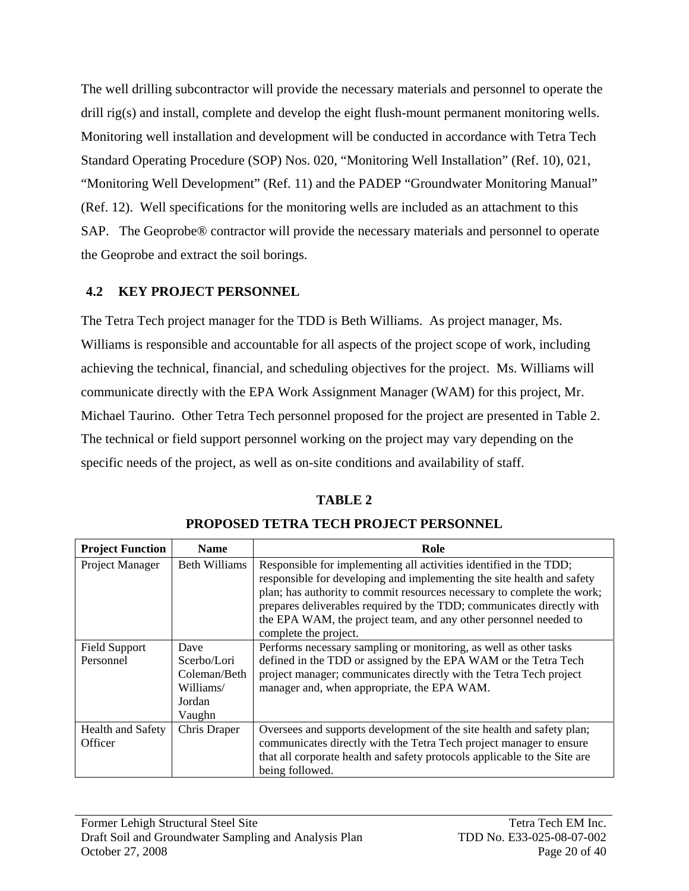The well drilling subcontractor will provide the necessary materials and personnel to operate the drill rig(s) and install, complete and develop the eight flush-mount permanent monitoring wells. Monitoring well installation and development will be conducted in accordance with Tetra Tech Standard Operating Procedure (SOP) Nos. 020, "Monitoring Well Installation" (Ref. 10), 021, "Monitoring Well Development" (Ref. 11) and the PADEP "Groundwater Monitoring Manual" (Ref. 12). Well specifications for the monitoring wells are included as an attachment to this SAP. The Geoprobe® contractor will provide the necessary materials and personnel to operate the Geoprobe and extract the soil borings.

## 4.2 KEY PROJECT PERSONNEL

The Tetra Tech project manager for the TDD is Beth Williams. As project manager, Ms. Williams is responsible and accountable for all aspects of the project scope of work, including achieving the technical, financial, and scheduling objectives for the project. Ms. Williams will communicate directly with the EPA Work Assignment Manager (WAM) for this project, Mr. Michael Taurino. Other Tetra Tech personnel proposed for the project are presented in Table 2. The technical or field support personnel working on the project may vary depending on the specific needs of the project, as well as on-site conditions and availability of staff.

**TABLE 2**

**PROPOSED TETRA TECH PROJECT PERSONNEL**

| Project Function | Name | Role |
|---|---|---|
| Project Manager | Beth Williams | Responsible for implementing all activities identified in the TDD; responsible for developing and implementing the site health and safety plan; has authority to commit resources necessary to complete the work; prepares deliverables required by the TDD; communicates directly with the EPA WAM, the project team, and any other personnel needed to complete the project. |
| Field Support Personnel | Dave Scerbo/Lori Coleman/Beth Williams/ Jordan Vaughn | Performs necessary sampling or monitoring, as well as other tasks defined in the TDD or assigned by the EPA WAM or the Tetra Tech project manager; communicates directly with the Tetra Tech project manager and, when appropriate, the EPA WAM. |
| Health and Safety Officer | Chris Draper | Oversees and supports development of the site health and safety plan; communicates directly with the Tetra Tech project manager to ensure that all corporate health and safety protocols applicable to the Site are being followed. |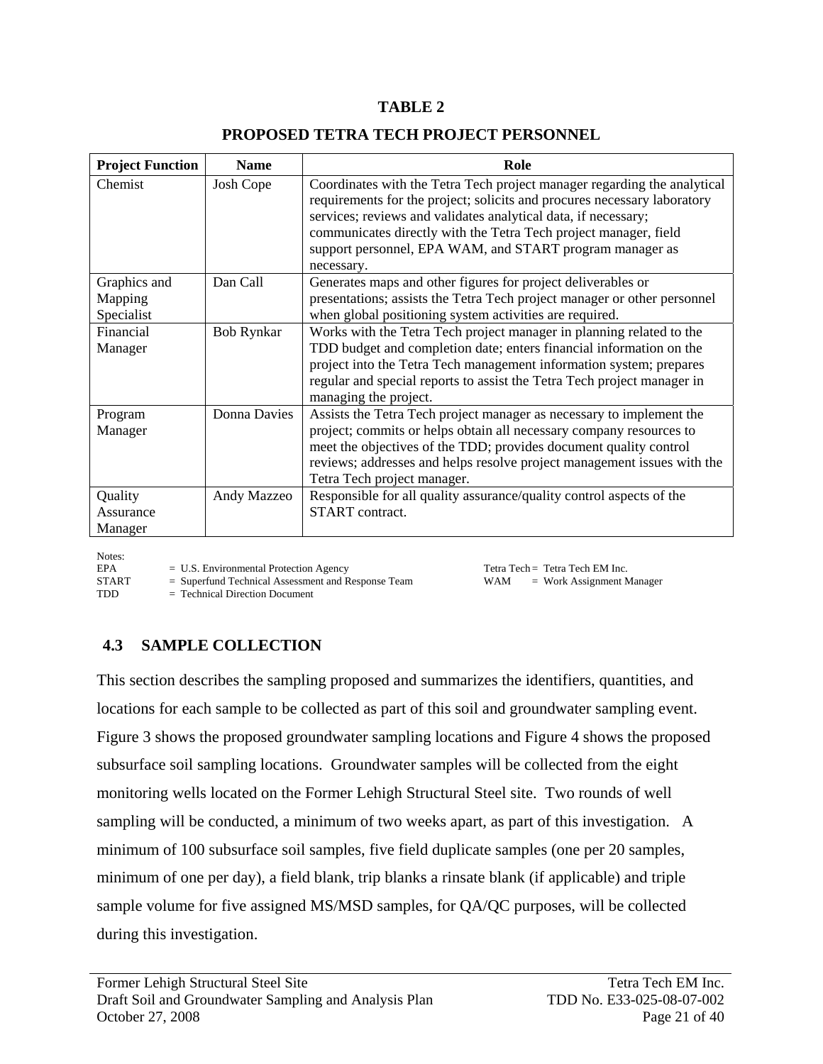**TABLE 2**

**PROPOSED TETRA TECH PROJECT PERSONNEL**

| Project Function | Name | Role |
|---|---|---|
| Chemist | Josh Cope | Coordinates with the Tetra Tech project manager regarding the analytical requirements for the project; solicits and procures necessary laboratory services; reviews and validates analytical data, if necessary; communicates directly with the Tetra Tech project manager, field support personnel, EPA WAM, and START program manager as necessary. |
| Graphics and Mapping Specialist | Dan Call | Generates maps and other figures for project deliverables or presentations; assists the Tetra Tech project manager or other personnel when global positioning system activities are required. |
| Financial Manager | Bob Rynkar | Works with the Tetra Tech project manager in planning related to the TDD budget and completion date; enters financial information on the project into the Tetra Tech management information system; prepares regular and special reports to assist the Tetra Tech project manager in managing the project. |
| Program Manager | Donna Davies | Assists the Tetra Tech project manager as necessary to implement the project; commits or helps obtain all necessary company resources to meet the objectives of the TDD; provides document quality control reviews; addresses and helps resolve project management issues with the Tetra Tech project manager. |
| Quality Assurance Manager | Andy Mazzeo | Responsible for all quality assurance/quality control aspects of the START contract. |

Notes:
EPA = U.S. Environmental Protection Agency
START = Superfund Technical Assessment and Response Team
TDD = Technical Direction Document
Tetra Tech = Tetra Tech EM Inc.
WAM = Work Assignment Manager

### 4.3 SAMPLE COLLECTION

This section describes the sampling proposed and summarizes the identifiers, quantities, and locations for each sample to be collected as part of this soil and groundwater sampling event. Figure 3 shows the proposed groundwater sampling locations and Figure 4 shows the proposed subsurface soil sampling locations. Groundwater samples will be collected from the eight monitoring wells located on the Former Lehigh Structural Steel site. Two rounds of well sampling will be conducted, a minimum of two weeks apart, as part of this investigation. A minimum of 100 subsurface soil samples, five field duplicate samples (one per 20 samples, minimum of one per day), a field blank, trip blanks a rinsate blank (if applicable) and triple sample volume for five assigned MS/MSD samples, for QA/QC purposes, will be collected during this investigation.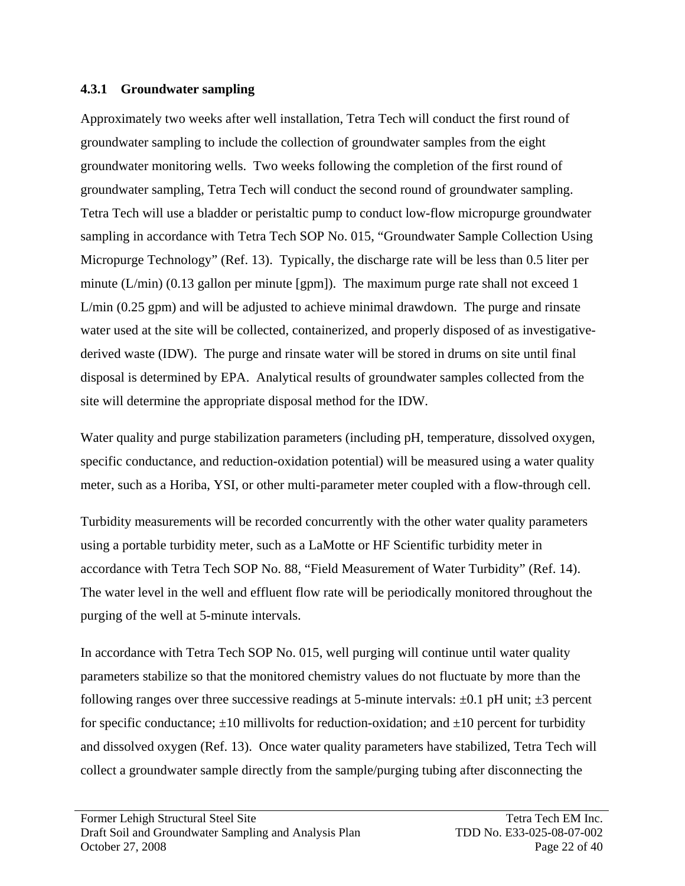#### 4.3.1 Groundwater sampling

Approximately two weeks after well installation, Tetra Tech will conduct the first round of groundwater sampling to include the collection of groundwater samples from the eight groundwater monitoring wells. Two weeks following the completion of the first round of groundwater sampling, Tetra Tech will conduct the second round of groundwater sampling. Tetra Tech will use a bladder or peristaltic pump to conduct low-flow micropurge groundwater sampling in accordance with Tetra Tech SOP No. 015, "Groundwater Sample Collection Using Micropurge Technology" (Ref. 13). Typically, the discharge rate will be less than 0.5 liter per minute (L/min) (0.13 gallon per minute [gpm]). The maximum purge rate shall not exceed 1 L/min (0.25 gpm) and will be adjusted to achieve minimal drawdown. The purge and rinsate water used at the site will be collected, containerized, and properly disposed of as investigative-derived waste (IDW). The purge and rinsate water will be stored in drums on site until final disposal is determined by EPA. Analytical results of groundwater samples collected from the site will determine the appropriate disposal method for the IDW.

Water quality and purge stabilization parameters (including pH, temperature, dissolved oxygen, specific conductance, and reduction-oxidation potential) will be measured using a water quality meter, such as a Horiba, YSI, or other multi-parameter meter coupled with a flow-through cell.

Turbidity measurements will be recorded concurrently with the other water quality parameters using a portable turbidity meter, such as a LaMotte or HF Scientific turbidity meter in accordance with Tetra Tech SOP No. 88, "Field Measurement of Water Turbidity" (Ref. 14). The water level in the well and effluent flow rate will be periodically monitored throughout the purging of the well at 5-minute intervals.

In accordance with Tetra Tech SOP No. 015, well purging will continue until water quality parameters stabilize so that the monitored chemistry values do not fluctuate by more than the following ranges over three successive readings at 5-minute intervals: ±0.1 pH unit; ±3 percent for specific conductance; ±10 millivolts for reduction-oxidation; and ±10 percent for turbidity and dissolved oxygen (Ref. 13). Once water quality parameters have stabilized, Tetra Tech will collect a groundwater sample directly from the sample/purging tubing after disconnecting the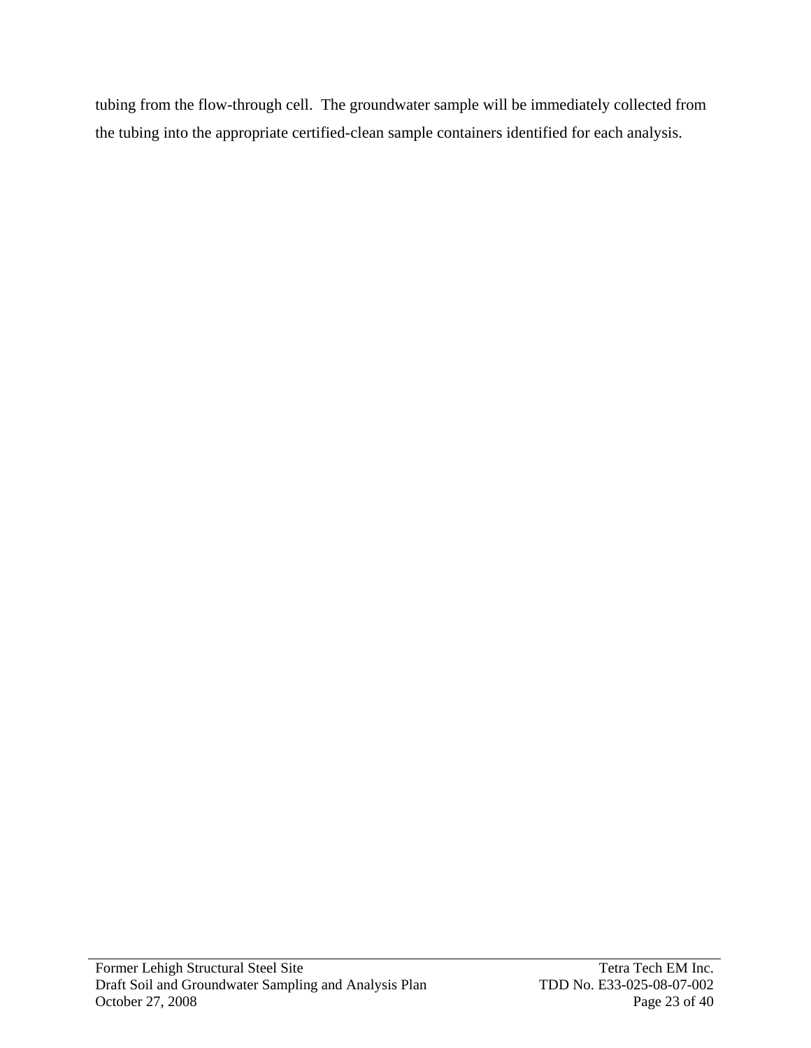tubing from the flow-through cell.  The groundwater sample will be immediately collected from the tubing into the appropriate certified-clean sample containers identified for each analysis.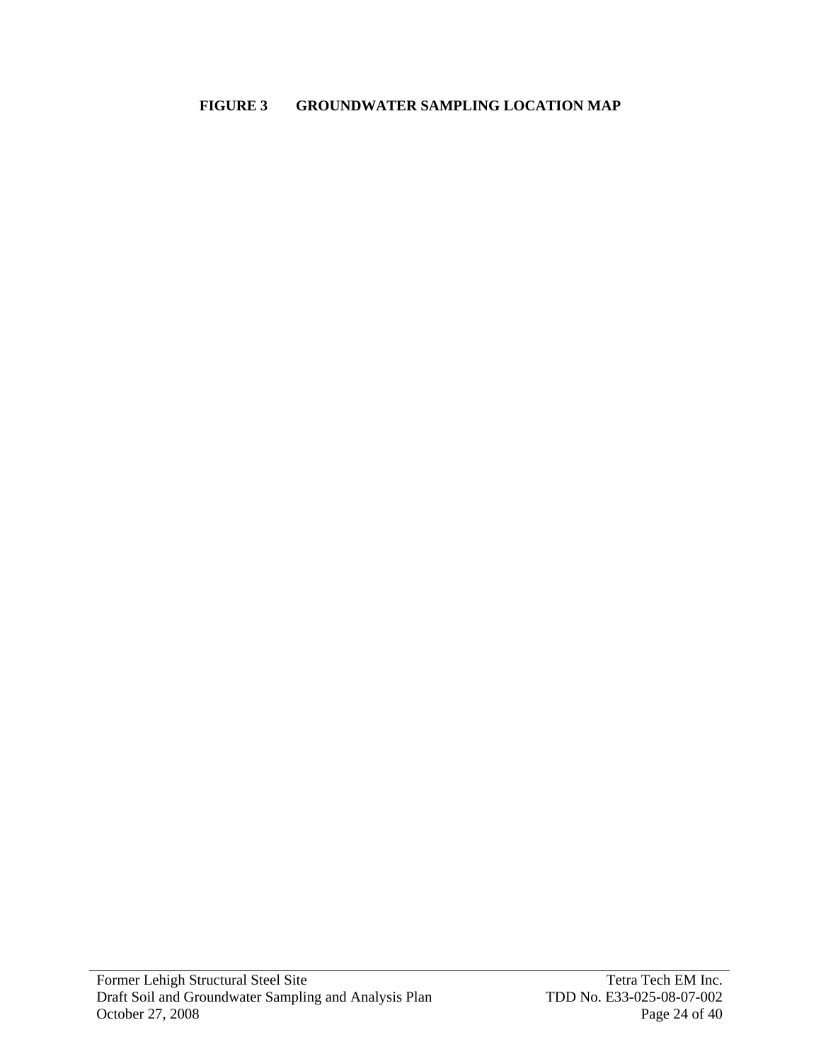**FIGURE 3 GROUNDWATER SAMPLING LOCATION MAP**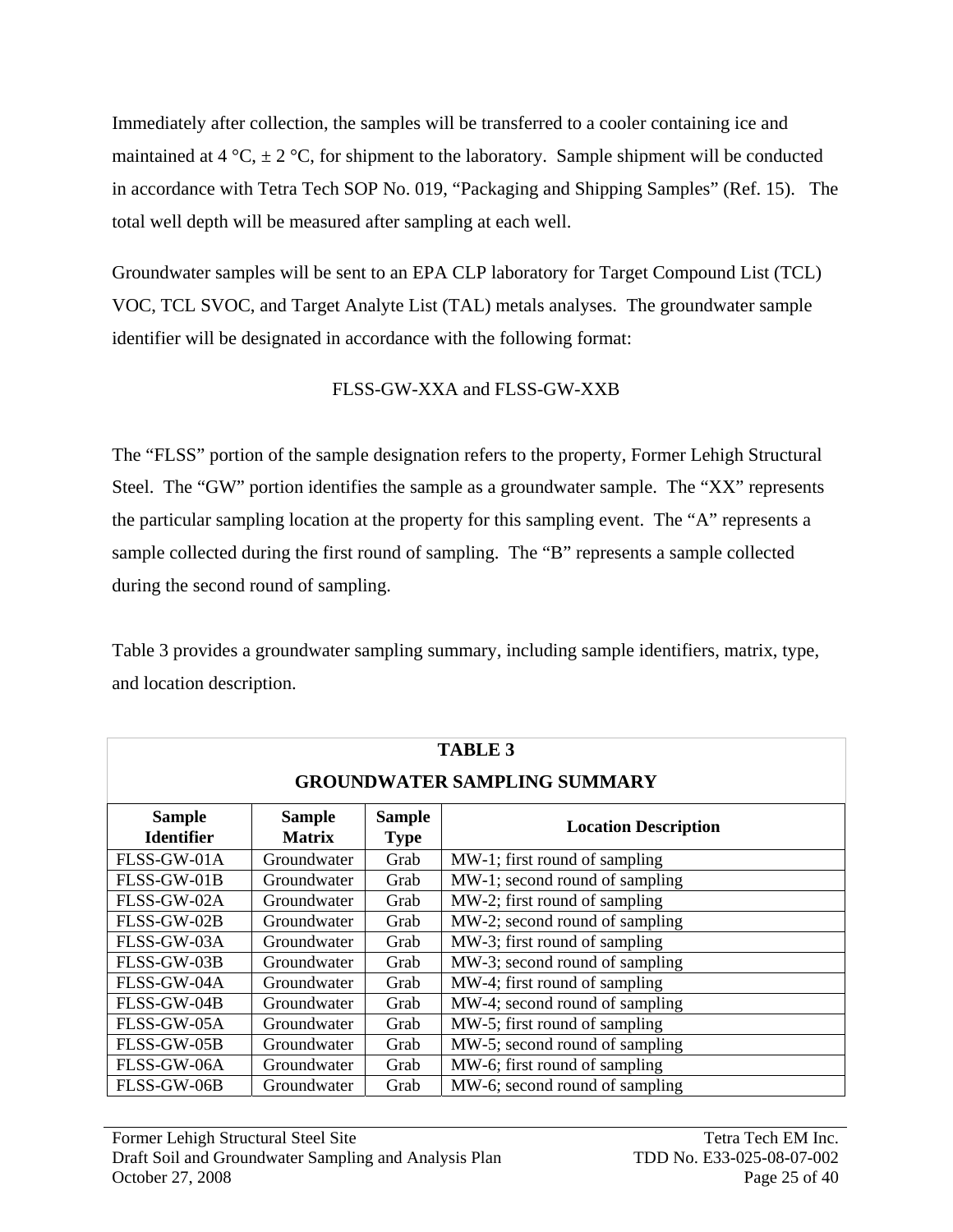Immediately after collection, the samples will be transferred to a cooler containing ice and maintained at 4 °C, ± 2 °C, for shipment to the laboratory. Sample shipment will be conducted in accordance with Tetra Tech SOP No. 019, "Packaging and Shipping Samples" (Ref. 15). The total well depth will be measured after sampling at each well.

Groundwater samples will be sent to an EPA CLP laboratory for Target Compound List (TCL) VOC, TCL SVOC, and Target Analyte List (TAL) metals analyses. The groundwater sample identifier will be designated in accordance with the following format:

FLSS-GW-XXA and FLSS-GW-XXB

The "FLSS" portion of the sample designation refers to the property, Former Lehigh Structural Steel. The "GW" portion identifies the sample as a groundwater sample. The "XX" represents the particular sampling location at the property for this sampling event. The "A" represents a sample collected during the first round of sampling. The "B" represents a sample collected during the second round of sampling.

Table 3 provides a groundwater sampling summary, including sample identifiers, matrix, type, and location description.

**TABLE 3**

**GROUNDWATER SAMPLING SUMMARY**

| Sample Identifier | Sample Matrix | Sample Type | Location Description |
|---|---|---|---|
| FLSS-GW-01A | Groundwater | Grab | MW-1; first round of sampling |
| FLSS-GW-01B | Groundwater | Grab | MW-1; second round of sampling |
| FLSS-GW-02A | Groundwater | Grab | MW-2; first round of sampling |
| FLSS-GW-02B | Groundwater | Grab | MW-2; second round of sampling |
| FLSS-GW-03A | Groundwater | Grab | MW-3; first round of sampling |
| FLSS-GW-03B | Groundwater | Grab | MW-3; second round of sampling |
| FLSS-GW-04A | Groundwater | Grab | MW-4; first round of sampling |
| FLSS-GW-04B | Groundwater | Grab | MW-4; second round of sampling |
| FLSS-GW-05A | Groundwater | Grab | MW-5; first round of sampling |
| FLSS-GW-05B | Groundwater | Grab | MW-5; second round of sampling |
| FLSS-GW-06A | Groundwater | Grab | MW-6; first round of sampling |
| FLSS-GW-06B | Groundwater | Grab | MW-6; second round of sampling |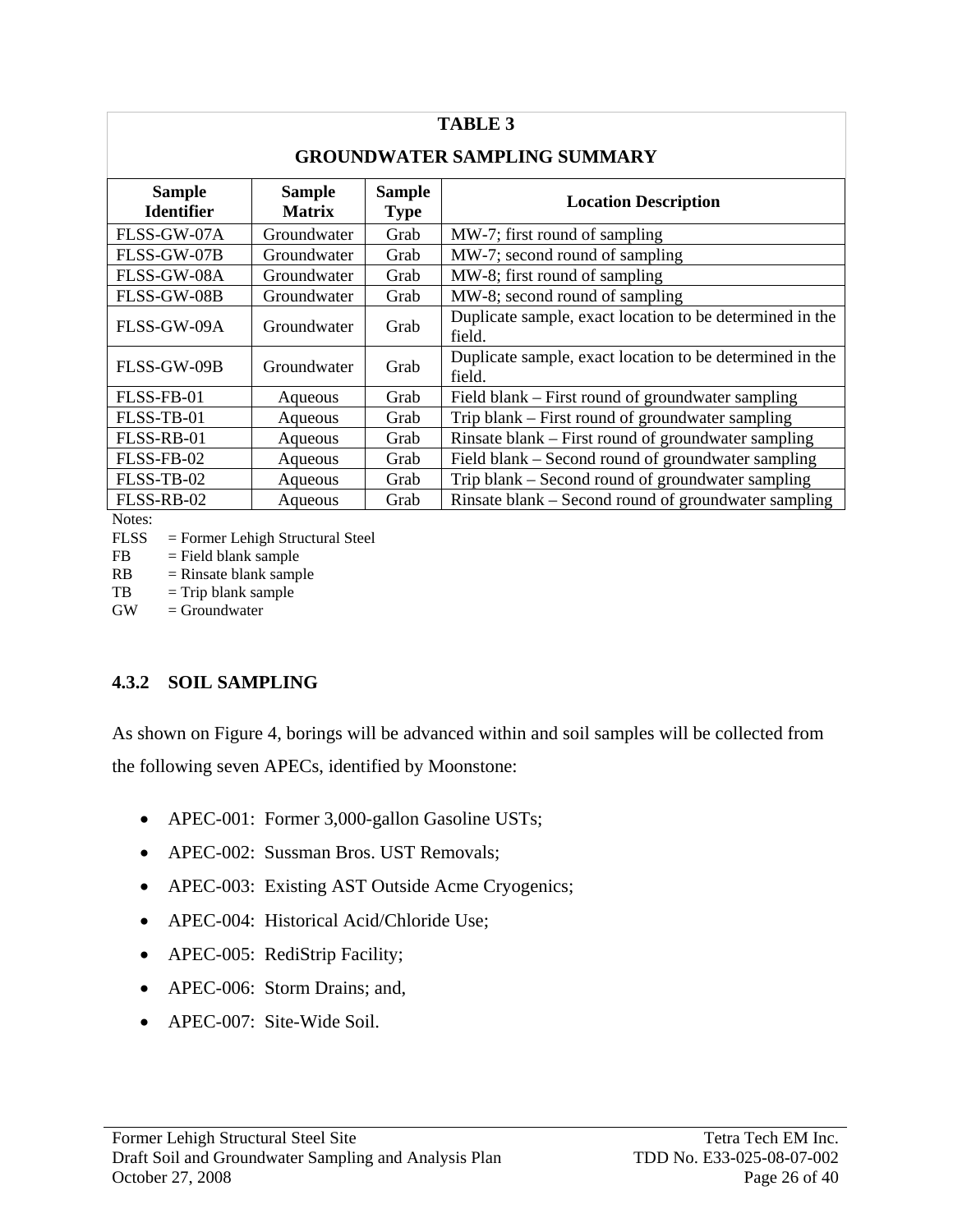**TABLE 3**

**GROUNDWATER SAMPLING SUMMARY**

| Sample Identifier | Sample Matrix | Sample Type | Location Description |
|---|---|---|---|
| FLSS-GW-07A | Groundwater | Grab | MW-7; first round of sampling |
| FLSS-GW-07B | Groundwater | Grab | MW-7; second round of sampling |
| FLSS-GW-08A | Groundwater | Grab | MW-8; first round of sampling |
| FLSS-GW-08B | Groundwater | Grab | MW-8; second round of sampling |
| FLSS-GW-09A | Groundwater | Grab | Duplicate sample, exact location to be determined in the field. |
| FLSS-GW-09B | Groundwater | Grab | Duplicate sample, exact location to be determined in the field. |
| FLSS-FB-01 | Aqueous | Grab | Field blank – First round of groundwater sampling |
| FLSS-TB-01 | Aqueous | Grab | Trip blank – First round of groundwater sampling |
| FLSS-RB-01 | Aqueous | Grab | Rinsate blank – First round of groundwater sampling |
| FLSS-FB-02 | Aqueous | Grab | Field blank – Second round of groundwater sampling |
| FLSS-TB-02 | Aqueous | Grab | Trip blank – Second round of groundwater sampling |
| FLSS-RB-02 | Aqueous | Grab | Rinsate blank – Second round of groundwater sampling |

Notes:
FLSS = Former Lehigh Structural Steel
FB = Field blank sample
RB = Rinsate blank sample
TB = Trip blank sample
GW = Groundwater

### 4.3.2 SOIL SAMPLING

As shown on Figure 4, borings will be advanced within and soil samples will be collected from the following seven APECs, identified by Moonstone:

- APEC-001: Former 3,000-gallon Gasoline USTs;
- APEC-002: Sussman Bros. UST Removals;
- APEC-003: Existing AST Outside Acme Cryogenics;
- APEC-004: Historical Acid/Chloride Use;
- APEC-005: RediStrip Facility;
- APEC-006: Storm Drains; and,
- APEC-007: Site-Wide Soil.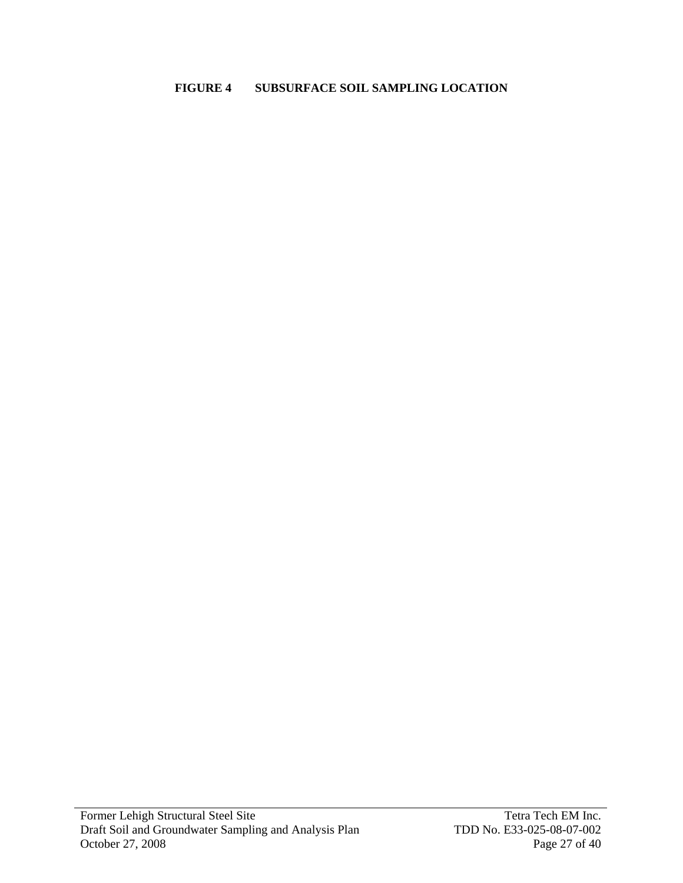**FIGURE 4 SUBSURFACE SOIL SAMPLING LOCATION**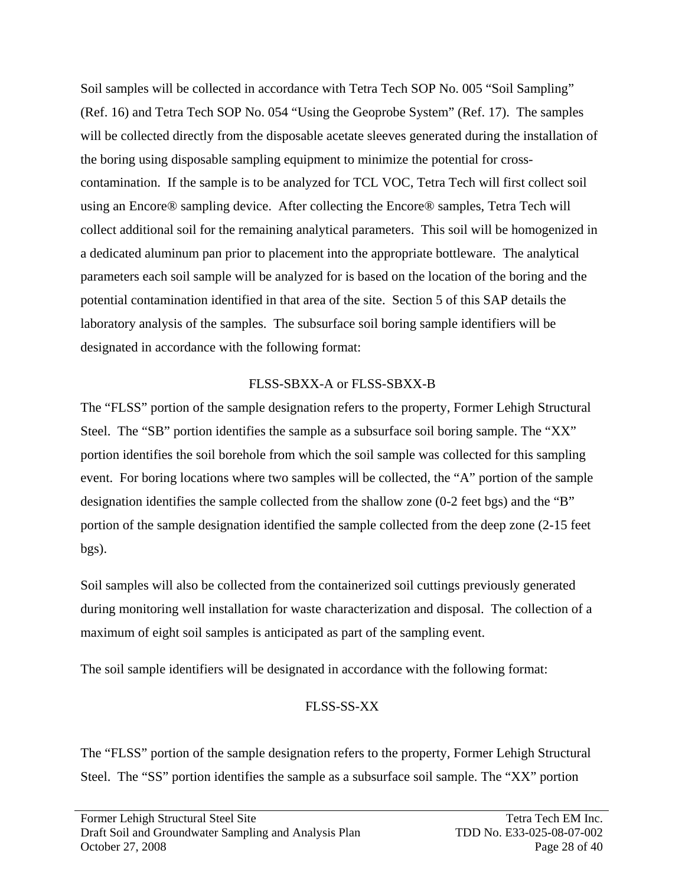Soil samples will be collected in accordance with Tetra Tech SOP No. 005 "Soil Sampling" (Ref. 16) and Tetra Tech SOP No. 054 "Using the Geoprobe System" (Ref. 17). The samples will be collected directly from the disposable acetate sleeves generated during the installation of the boring using disposable sampling equipment to minimize the potential for cross-contamination. If the sample is to be analyzed for TCL VOC, Tetra Tech will first collect soil using an Encore® sampling device. After collecting the Encore® samples, Tetra Tech will collect additional soil for the remaining analytical parameters. This soil will be homogenized in a dedicated aluminum pan prior to placement into the appropriate bottleware. The analytical parameters each soil sample will be analyzed for is based on the location of the boring and the potential contamination identified in that area of the site. Section 5 of this SAP details the laboratory analysis of the samples. The subsurface soil boring sample identifiers will be designated in accordance with the following format:

FLSS-SBXX-A or FLSS-SBXX-B

The "FLSS" portion of the sample designation refers to the property, Former Lehigh Structural Steel. The "SB" portion identifies the sample as a subsurface soil boring sample. The "XX" portion identifies the soil borehole from which the soil sample was collected for this sampling event. For boring locations where two samples will be collected, the "A" portion of the sample designation identifies the sample collected from the shallow zone (0-2 feet bgs) and the "B" portion of the sample designation identified the sample collected from the deep zone (2-15 feet bgs).

Soil samples will also be collected from the containerized soil cuttings previously generated during monitoring well installation for waste characterization and disposal. The collection of a maximum of eight soil samples is anticipated as part of the sampling event.

The soil sample identifiers will be designated in accordance with the following format:

FLSS-SS-XX

The "FLSS" portion of the sample designation refers to the property, Former Lehigh Structural Steel. The "SS" portion identifies the sample as a subsurface soil sample. The "XX" portion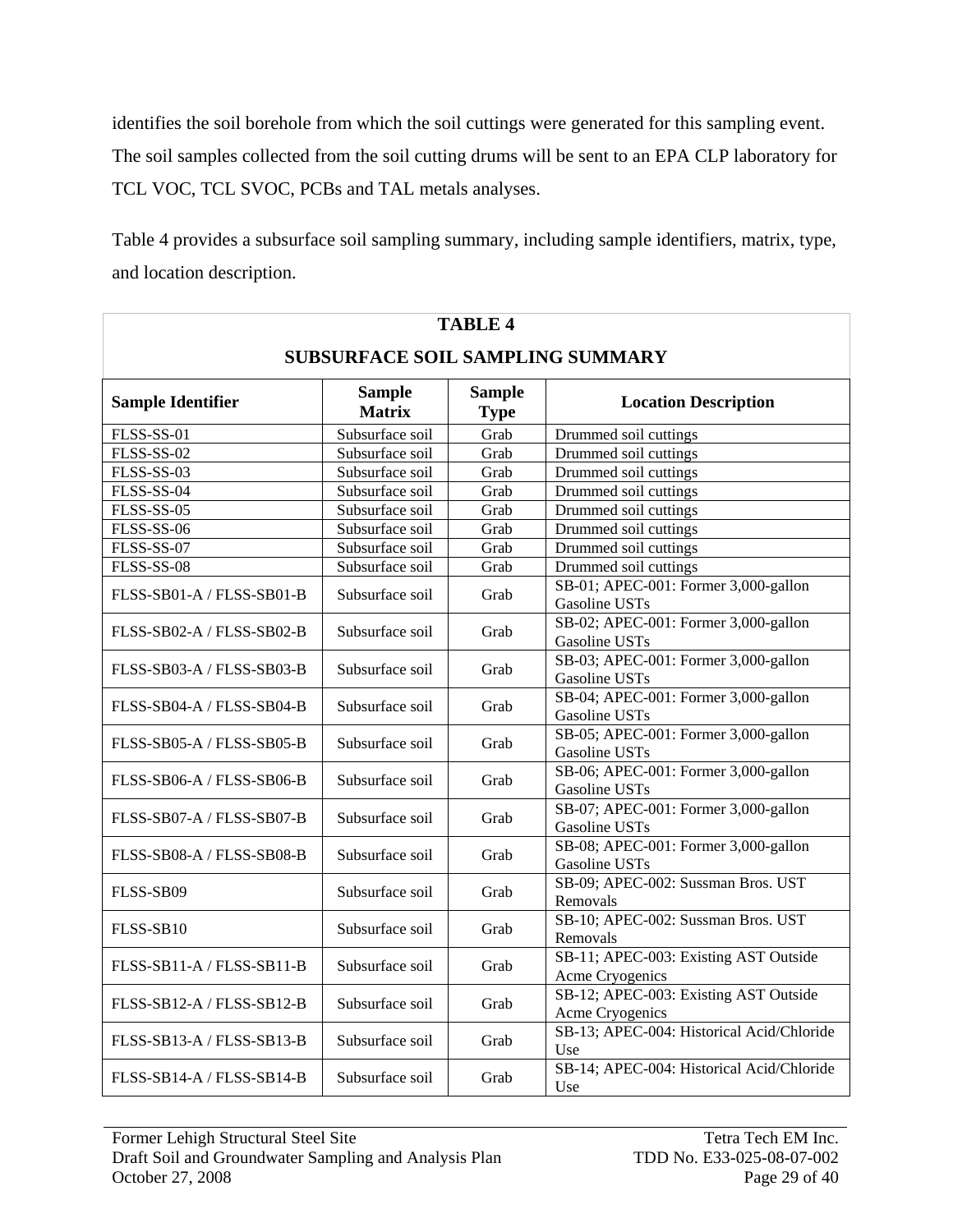identifies the soil borehole from which the soil cuttings were generated for this sampling event. The soil samples collected from the soil cutting drums will be sent to an EPA CLP laboratory for TCL VOC, TCL SVOC, PCBs and TAL metals analyses.

Table 4 provides a subsurface soil sampling summary, including sample identifiers, matrix, type, and location description.

**TABLE 4**

**SUBSURFACE SOIL SAMPLING SUMMARY**

| Sample Identifier | Sample Matrix | Sample Type | Location Description |
|---|---|---|---|
| FLSS-SS-01 | Subsurface soil | Grab | Drummed soil cuttings |
| FLSS-SS-02 | Subsurface soil | Grab | Drummed soil cuttings |
| FLSS-SS-03 | Subsurface soil | Grab | Drummed soil cuttings |
| FLSS-SS-04 | Subsurface soil | Grab | Drummed soil cuttings |
| FLSS-SS-05 | Subsurface soil | Grab | Drummed soil cuttings |
| FLSS-SS-06 | Subsurface soil | Grab | Drummed soil cuttings |
| FLSS-SS-07 | Subsurface soil | Grab | Drummed soil cuttings |
| FLSS-SS-08 | Subsurface soil | Grab | Drummed soil cuttings |
| FLSS-SB01-A / FLSS-SB01-B | Subsurface soil | Grab | SB-01; APEC-001: Former 3,000-gallon Gasoline USTs |
| FLSS-SB02-A / FLSS-SB02-B | Subsurface soil | Grab | SB-02; APEC-001: Former 3,000-gallon Gasoline USTs |
| FLSS-SB03-A / FLSS-SB03-B | Subsurface soil | Grab | SB-03; APEC-001: Former 3,000-gallon Gasoline USTs |
| FLSS-SB04-A / FLSS-SB04-B | Subsurface soil | Grab | SB-04; APEC-001: Former 3,000-gallon Gasoline USTs |
| FLSS-SB05-A / FLSS-SB05-B | Subsurface soil | Grab | SB-05; APEC-001: Former 3,000-gallon Gasoline USTs |
| FLSS-SB06-A / FLSS-SB06-B | Subsurface soil | Grab | SB-06; APEC-001: Former 3,000-gallon Gasoline USTs |
| FLSS-SB07-A / FLSS-SB07-B | Subsurface soil | Grab | SB-07; APEC-001: Former 3,000-gallon Gasoline USTs |
| FLSS-SB08-A / FLSS-SB08-B | Subsurface soil | Grab | SB-08; APEC-001: Former 3,000-gallon Gasoline USTs |
| FLSS-SB09 | Subsurface soil | Grab | SB-09; APEC-002: Sussman Bros. UST Removals |
| FLSS-SB10 | Subsurface soil | Grab | SB-10; APEC-002: Sussman Bros. UST Removals |
| FLSS-SB11-A / FLSS-SB11-B | Subsurface soil | Grab | SB-11; APEC-003: Existing AST Outside Acme Cryogenics |
| FLSS-SB12-A / FLSS-SB12-B | Subsurface soil | Grab | SB-12; APEC-003: Existing AST Outside Acme Cryogenics |
| FLSS-SB13-A / FLSS-SB13-B | Subsurface soil | Grab | SB-13; APEC-004: Historical Acid/Chloride Use |
| FLSS-SB14-A / FLSS-SB14-B | Subsurface soil | Grab | SB-14; APEC-004: Historical Acid/Chloride Use |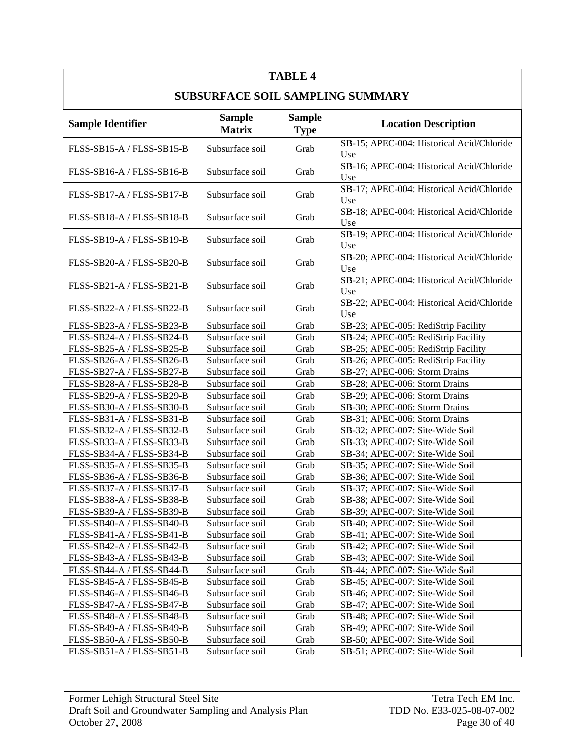**TABLE 4**

**SUBSURFACE SOIL SAMPLING SUMMARY**

| Sample Identifier | Sample Matrix | Sample Type | Location Description |
|---|---|---|---|
| FLSS-SB15-A / FLSS-SB15-B | Subsurface soil | Grab | SB-15; APEC-004: Historical Acid/Chloride Use |
| FLSS-SB16-A / FLSS-SB16-B | Subsurface soil | Grab | SB-16; APEC-004: Historical Acid/Chloride Use |
| FLSS-SB17-A / FLSS-SB17-B | Subsurface soil | Grab | SB-17; APEC-004: Historical Acid/Chloride Use |
| FLSS-SB18-A / FLSS-SB18-B | Subsurface soil | Grab | SB-18; APEC-004: Historical Acid/Chloride Use |
| FLSS-SB19-A / FLSS-SB19-B | Subsurface soil | Grab | SB-19; APEC-004: Historical Acid/Chloride Use |
| FLSS-SB20-A / FLSS-SB20-B | Subsurface soil | Grab | SB-20; APEC-004: Historical Acid/Chloride Use |
| FLSS-SB21-A / FLSS-SB21-B | Subsurface soil | Grab | SB-21; APEC-004: Historical Acid/Chloride Use |
| FLSS-SB22-A / FLSS-SB22-B | Subsurface soil | Grab | SB-22; APEC-004: Historical Acid/Chloride Use |
| FLSS-SB23-A / FLSS-SB23-B | Subsurface soil | Grab | SB-23; APEC-005: RediStrip Facility |
| FLSS-SB24-A / FLSS-SB24-B | Subsurface soil | Grab | SB-24; APEC-005: RediStrip Facility |
| FLSS-SB25-A / FLSS-SB25-B | Subsurface soil | Grab | SB-25; APEC-005: RediStrip Facility |
| FLSS-SB26-A / FLSS-SB26-B | Subsurface soil | Grab | SB-26; APEC-005: RediStrip Facility |
| FLSS-SB27-A / FLSS-SB27-B | Subsurface soil | Grab | SB-27; APEC-006: Storm Drains |
| FLSS-SB28-A / FLSS-SB28-B | Subsurface soil | Grab | SB-28; APEC-006: Storm Drains |
| FLSS-SB29-A / FLSS-SB29-B | Subsurface soil | Grab | SB-29; APEC-006: Storm Drains |
| FLSS-SB30-A / FLSS-SB30-B | Subsurface soil | Grab | SB-30; APEC-006: Storm Drains |
| FLSS-SB31-A / FLSS-SB31-B | Subsurface soil | Grab | SB-31; APEC-006: Storm Drains |
| FLSS-SB32-A / FLSS-SB32-B | Subsurface soil | Grab | SB-32; APEC-007: Site-Wide Soil |
| FLSS-SB33-A / FLSS-SB33-B | Subsurface soil | Grab | SB-33; APEC-007: Site-Wide Soil |
| FLSS-SB34-A / FLSS-SB34-B | Subsurface soil | Grab | SB-34; APEC-007: Site-Wide Soil |
| FLSS-SB35-A / FLSS-SB35-B | Subsurface soil | Grab | SB-35; APEC-007: Site-Wide Soil |
| FLSS-SB36-A / FLSS-SB36-B | Subsurface soil | Grab | SB-36; APEC-007: Site-Wide Soil |
| FLSS-SB37-A / FLSS-SB37-B | Subsurface soil | Grab | SB-37; APEC-007: Site-Wide Soil |
| FLSS-SB38-A / FLSS-SB38-B | Subsurface soil | Grab | SB-38; APEC-007: Site-Wide Soil |
| FLSS-SB39-A / FLSS-SB39-B | Subsurface soil | Grab | SB-39; APEC-007: Site-Wide Soil |
| FLSS-SB40-A / FLSS-SB40-B | Subsurface soil | Grab | SB-40; APEC-007: Site-Wide Soil |
| FLSS-SB41-A / FLSS-SB41-B | Subsurface soil | Grab | SB-41; APEC-007: Site-Wide Soil |
| FLSS-SB42-A / FLSS-SB42-B | Subsurface soil | Grab | SB-42; APEC-007: Site-Wide Soil |
| FLSS-SB43-A / FLSS-SB43-B | Subsurface soil | Grab | SB-43; APEC-007: Site-Wide Soil |
| FLSS-SB44-A / FLSS-SB44-B | Subsurface soil | Grab | SB-44; APEC-007: Site-Wide Soil |
| FLSS-SB45-A / FLSS-SB45-B | Subsurface soil | Grab | SB-45; APEC-007: Site-Wide Soil |
| FLSS-SB46-A / FLSS-SB46-B | Subsurface soil | Grab | SB-46; APEC-007: Site-Wide Soil |
| FLSS-SB47-A / FLSS-SB47-B | Subsurface soil | Grab | SB-47; APEC-007: Site-Wide Soil |
| FLSS-SB48-A / FLSS-SB48-B | Subsurface soil | Grab | SB-48; APEC-007: Site-Wide Soil |
| FLSS-SB49-A / FLSS-SB49-B | Subsurface soil | Grab | SB-49; APEC-007: Site-Wide Soil |
| FLSS-SB50-A / FLSS-SB50-B | Subsurface soil | Grab | SB-50; APEC-007: Site-Wide Soil |
| FLSS-SB51-A / FLSS-SB51-B | Subsurface soil | Grab | SB-51; APEC-007: Site-Wide Soil |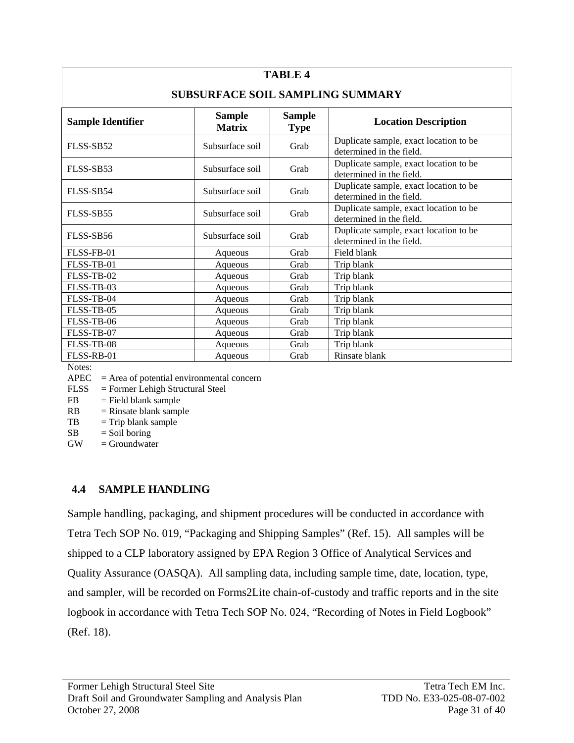**TABLE 4**

**SUBSURFACE SOIL SAMPLING SUMMARY**

| Sample Identifier | Sample Matrix | Sample Type | Location Description |
|---|---|---|---|
| FLSS-SB52 | Subsurface soil | Grab | Duplicate sample, exact location to be determined in the field. |
| FLSS-SB53 | Subsurface soil | Grab | Duplicate sample, exact location to be determined in the field. |
| FLSS-SB54 | Subsurface soil | Grab | Duplicate sample, exact location to be determined in the field. |
| FLSS-SB55 | Subsurface soil | Grab | Duplicate sample, exact location to be determined in the field. |
| FLSS-SB56 | Subsurface soil | Grab | Duplicate sample, exact location to be determined in the field. |
| FLSS-FB-01 | Aqueous | Grab | Field blank |
| FLSS-TB-01 | Aqueous | Grab | Trip blank |
| FLSS-TB-02 | Aqueous | Grab | Trip blank |
| FLSS-TB-03 | Aqueous | Grab | Trip blank |
| FLSS-TB-04 | Aqueous | Grab | Trip blank |
| FLSS-TB-05 | Aqueous | Grab | Trip blank |
| FLSS-TB-06 | Aqueous | Grab | Trip blank |
| FLSS-TB-07 | Aqueous | Grab | Trip blank |
| FLSS-TB-08 | Aqueous | Grab | Trip blank |
| FLSS-RB-01 | Aqueous | Grab | Rinsate blank |

Notes:
APEC = Area of potential environmental concern
FLSS = Former Lehigh Structural Steel
FB = Field blank sample
RB = Rinsate blank sample
TB = Trip blank sample
SB = Soil boring
GW = Groundwater

## 4.4 SAMPLE HANDLING

Sample handling, packaging, and shipment procedures will be conducted in accordance with Tetra Tech SOP No. 019, "Packaging and Shipping Samples" (Ref. 15). All samples will be shipped to a CLP laboratory assigned by EPA Region 3 Office of Analytical Services and Quality Assurance (OASQA). All sampling data, including sample time, date, location, type, and sampler, will be recorded on Forms2Lite chain-of-custody and traffic reports and in the site logbook in accordance with Tetra Tech SOP No. 024, "Recording of Notes in Field Logbook" (Ref. 18).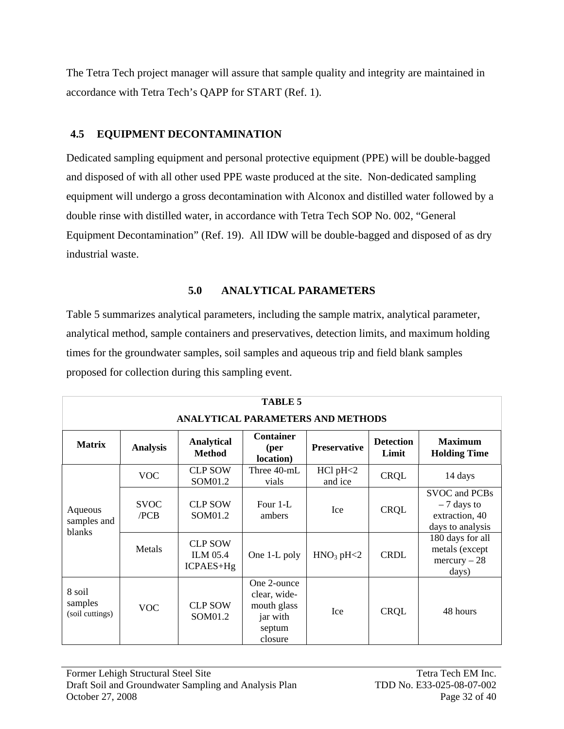The Tetra Tech project manager will assure that sample quality and integrity are maintained in accordance with Tetra Tech's QAPP for START (Ref. 1).

## 4.5 EQUIPMENT DECONTAMINATION

Dedicated sampling equipment and personal protective equipment (PPE) will be double-bagged and disposed of with all other used PPE waste produced at the site. Non-dedicated sampling equipment will undergo a gross decontamination with Alconox and distilled water followed by a double rinse with distilled water, in accordance with Tetra Tech SOP No. 002, "General Equipment Decontamination" (Ref. 19). All IDW will be double-bagged and disposed of as dry industrial waste.

# 5.0 ANALYTICAL PARAMETERS

Table 5 summarizes analytical parameters, including the sample matrix, analytical parameter, analytical method, sample containers and preservatives, detection limits, and maximum holding times for the groundwater samples, soil samples and aqueous trip and field blank samples proposed for collection during this sampling event.

**TABLE 5**
**ANALYTICAL PARAMETERS AND METHODS**

| Matrix | Analysis | Analytical Method | Container (per location) | Preservative | Detection Limit | Maximum Holding Time |
|---|---|---|---|---|---|---|
| Aqueous samples and blanks | VOC | CLP SOW SOM01.2 | Three 40-mL vials | HCl pH<2 and ice | CRQL | 14 days |
| | SVOC /PCB | CLP SOW SOM01.2 | Four 1-L ambers | Ice | CRQL | SVOC and PCBs – 7 days to extraction, 40 days to analysis |
| | Metals | CLP SOW ILM 05.4 ICPAES+Hg | One 1-L poly | $HNO_3$ pH<2 | CRDL | 180 days for all metals (except mercury – 28 days) |
| 8 soil samples (soil cuttings) | VOC | CLP SOW SOM01.2 | One 2-ounce clear, wide-mouth glass jar with septum closure | Ice | CRQL | 48 hours |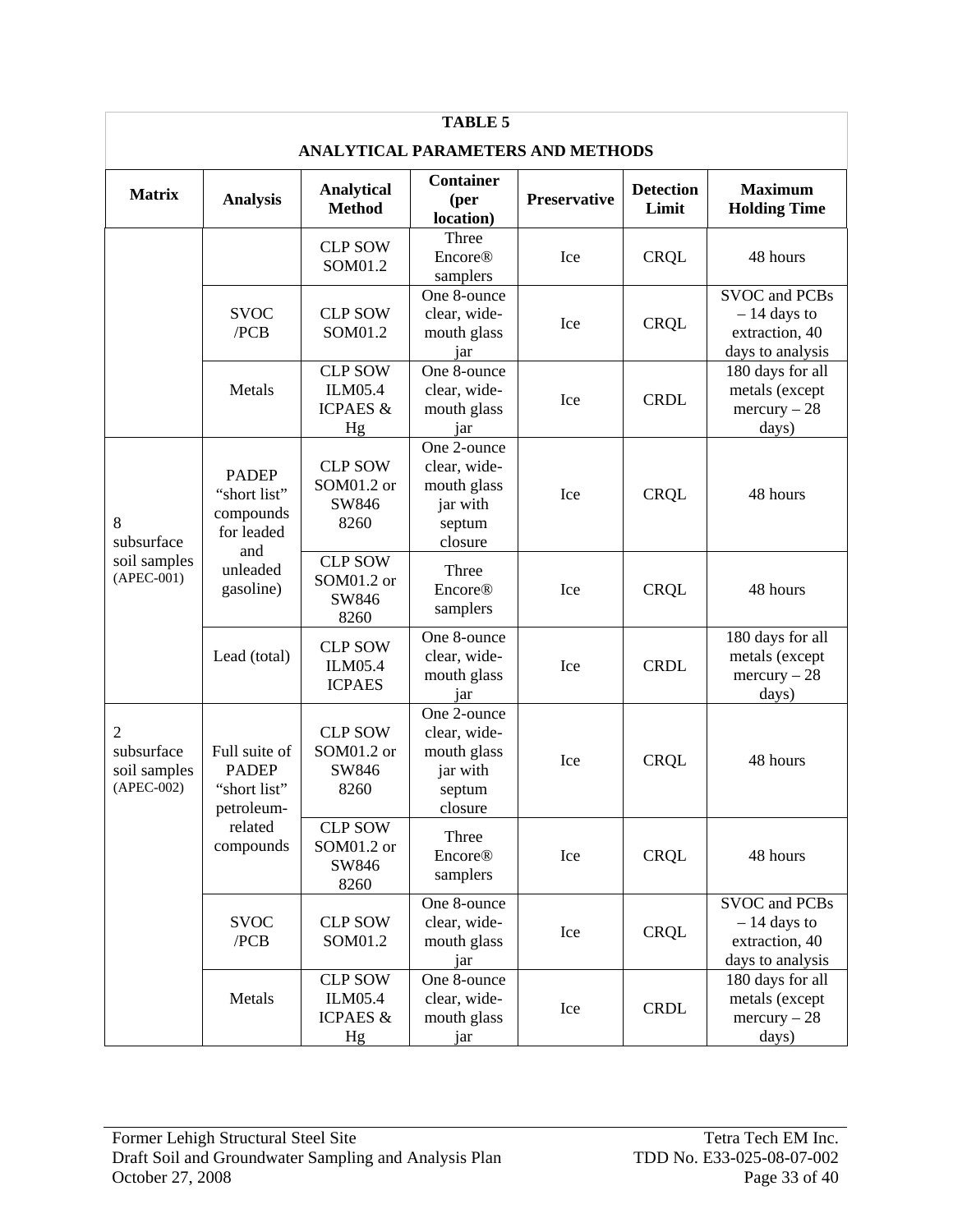**TABLE 5**

**ANALYTICAL PARAMETERS AND METHODS**

| Matrix | Analysis | Analytical Method | Container (per location) | Preservative | Detection Limit | Maximum Holding Time |
|---|---|---|---|---|---|---|
| | | CLP SOW SOM01.2 | Three Encore® samplers | Ice | CRQL | 48 hours |
| | SVOC /PCB | CLP SOW SOM01.2 | One 8-ounce clear, wide-mouth glass jar | Ice | CRQL | SVOC and PCBs – 14 days to extraction, 40 days to analysis |
| | Metals | CLP SOW ILM05.4 ICPAES & Hg | One 8-ounce clear, wide-mouth glass jar | Ice | CRDL | 180 days for all metals (except mercury – 28 days) |
| 8 subsurface soil samples (APEC-001) | PADEP "short list" compounds for leaded and unleaded gasoline) | CLP SOW SOM01.2 or SW846 8260 | One 2-ounce clear, wide-mouth glass jar with septum closure | Ice | CRQL | 48 hours |
| | | CLP SOW SOM01.2 or SW846 8260 | Three Encore® samplers | Ice | CRQL | 48 hours |
| | Lead (total) | CLP SOW ILM05.4 ICPAES | One 8-ounce clear, wide-mouth glass jar | Ice | CRDL | 180 days for all metals (except mercury – 28 days) |
| 2 subsurface soil samples (APEC-002) | Full suite of PADEP "short list" petroleum-related compounds | CLP SOW SOM01.2 or SW846 8260 | One 2-ounce clear, wide-mouth glass jar with septum closure | Ice | CRQL | 48 hours |
| | | CLP SOW SOM01.2 or SW846 8260 | Three Encore® samplers | Ice | CRQL | 48 hours |
| | SVOC /PCB | CLP SOW SOM01.2 | One 8-ounce clear, wide-mouth glass jar | Ice | CRQL | SVOC and PCBs – 14 days to extraction, 40 days to analysis |
| | Metals | CLP SOW ILM05.4 ICPAES & Hg | One 8-ounce clear, wide-mouth glass jar | Ice | CRDL | 180 days for all metals (except mercury – 28 days) |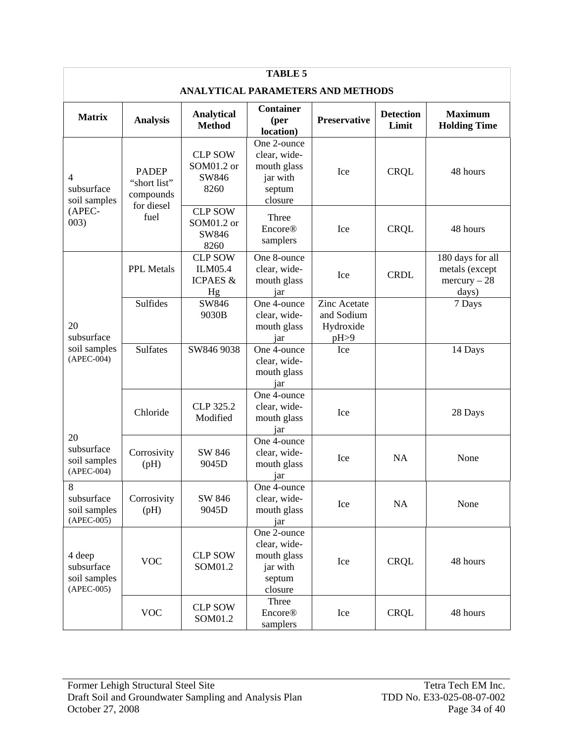**TABLE 5**

**ANALYTICAL PARAMETERS AND METHODS**

| Matrix | Analysis | Analytical Method | Container (per location) | Preservative | Detection Limit | Maximum Holding Time |
|---|---|---|---|---|---|---|
| 4 subsurface soil samples (APEC-003) | PADEP "short list" compounds for diesel fuel | CLP SOW SOM01.2 or SW846 8260 | One 2-ounce clear, wide-mouth glass jar with septum closure | Ice | CRQL | 48 hours |
| | | CLP SOW SOM01.2 or SW846 8260 | Three Encore® samplers | Ice | CRQL | 48 hours |
| 20 subsurface soil samples (APEC-004) | PPL Metals | CLP SOW ILM05.4 ICPAES & Hg | One 8-ounce clear, wide-mouth glass jar | Ice | CRDL | 180 days for all metals (except mercury – 28 days) |
| | Sulfides | SW846 9030B | One 4-ounce clear, wide-mouth glass jar | Zinc Acetate and Sodium Hydroxide pH>9 | | 7 Days |
| | Sulfates | SW846 9038 | One 4-ounce clear, wide-mouth glass jar | Ice | | 14 Days |
| | Chloride | CLP 325.2 Modified | One 4-ounce clear, wide-mouth glass jar | Ice | | 28 Days |
| 20 subsurface soil samples (APEC-004) | Corrosivity (pH) | SW 846 9045D | One 4-ounce clear, wide-mouth glass jar | Ice | NA | None |
| 8 subsurface soil samples (APEC-005) | Corrosivity (pH) | SW 846 9045D | One 4-ounce clear, wide-mouth glass jar | Ice | NA | None |
| 4 deep subsurface soil samples (APEC-005) | VOC | CLP SOW SOM01.2 | One 2-ounce clear, wide-mouth glass jar with septum closure | Ice | CRQL | 48 hours |
| | VOC | CLP SOW SOM01.2 | Three Encore® samplers | Ice | CRQL | 48 hours |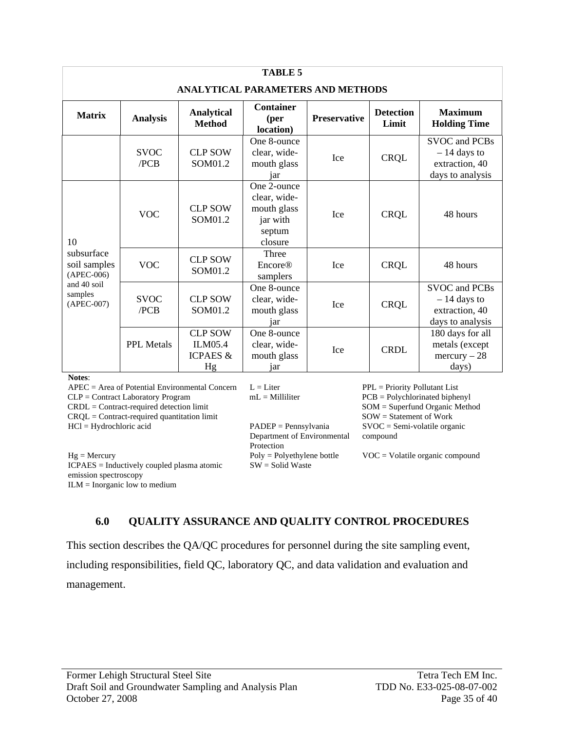| TABLE 5 ANALYTICAL PARAMETERS AND METHODS | | | | | | |
|---|---|---|---|---|---|---|
| **Matrix** | **Analysis** | **Analytical Method** | **Container (per location)** | **Preservative** | **Detection Limit** | **Maximum Holding Time** |
| | SVOC /PCB | CLP SOW SOM01.2 | One 8-ounce clear, wide-mouth glass jar | Ice | CRQL | SVOC and PCBs – 14 days to extraction, 40 days to analysis |
| 10 subsurface soil samples (APEC-006) and 40 soil samples (APEC-007) | VOC | CLP SOW SOM01.2 | One 2-ounce clear, wide-mouth glass jar with septum closure | Ice | CRQL | 48 hours |
| | VOC | CLP SOW SOM01.2 | Three Encore® samplers | Ice | CRQL | 48 hours |
| | SVOC /PCB | CLP SOW SOM01.2 | One 8-ounce clear, wide-mouth glass jar | Ice | CRQL | SVOC and PCBs – 14 days to extraction, 40 days to analysis |
| | PPL Metals | CLP SOW ILM05.4 ICPAES & Hg | One 8-ounce clear, wide-mouth glass jar | Ice | CRDL | 180 days for all metals (except mercury – 28 days) |

**Notes**:

APEC = Area of Potential Environmental Concern
CLP = Contract Laboratory Program
CRDL = Contract-required detection limit
CRQL = Contract-required quantitation limit
HCl = Hydrochloric acid
Hg = Mercury
ICPAES = Inductively coupled plasma atomic emission spectroscopy
ILM = Inorganic low to medium
L = Liter
mL = Milliliter
PADEP = Pennsylvania Department of Environmental Protection
Poly = Polyethylene bottle
SW = Solid Waste
PPL = Priority Pollutant List
PCB = Polychlorinated biphenyl
SOM = Superfund Organic Method
SOW = Statement of Work
SVOC = Semi-volatile organic compound
VOC = Volatile organic compound

## 6.0 QUALITY ASSURANCE AND QUALITY CONTROL PROCEDURES

This section describes the QA/QC procedures for personnel during the site sampling event, including responsibilities, field QC, laboratory QC, and data validation and evaluation and management.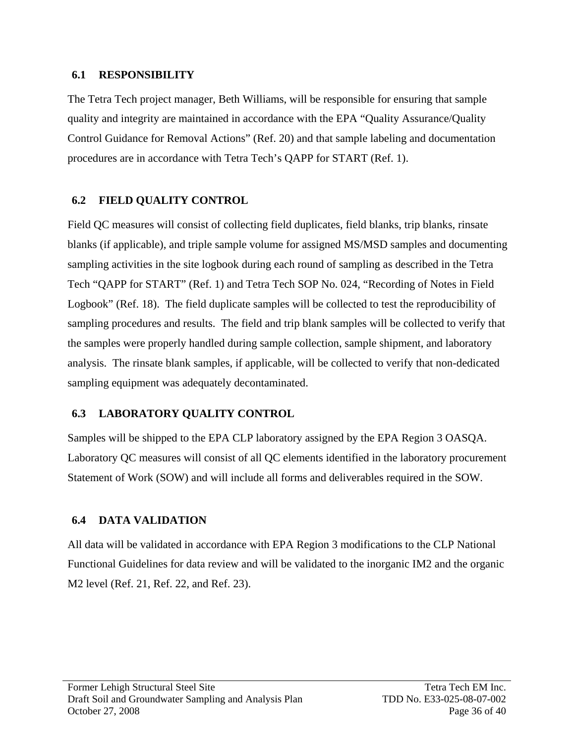## 6.1 RESPONSIBILITY

The Tetra Tech project manager, Beth Williams, will be responsible for ensuring that sample quality and integrity are maintained in accordance with the EPA "Quality Assurance/Quality Control Guidance for Removal Actions" (Ref. 20) and that sample labeling and documentation procedures are in accordance with Tetra Tech's QAPP for START (Ref. 1).

## 6.2 FIELD QUALITY CONTROL

Field QC measures will consist of collecting field duplicates, field blanks, trip blanks, rinsate blanks (if applicable), and triple sample volume for assigned MS/MSD samples and documenting sampling activities in the site logbook during each round of sampling as described in the Tetra Tech "QAPP for START" (Ref. 1) and Tetra Tech SOP No. 024, "Recording of Notes in Field Logbook" (Ref. 18). The field duplicate samples will be collected to test the reproducibility of sampling procedures and results. The field and trip blank samples will be collected to verify that the samples were properly handled during sample collection, sample shipment, and laboratory analysis. The rinsate blank samples, if applicable, will be collected to verify that non-dedicated sampling equipment was adequately decontaminated.

## 6.3 LABORATORY QUALITY CONTROL

Samples will be shipped to the EPA CLP laboratory assigned by the EPA Region 3 OASQA. Laboratory QC measures will consist of all QC elements identified in the laboratory procurement Statement of Work (SOW) and will include all forms and deliverables required in the SOW.

## 6.4 DATA VALIDATION

All data will be validated in accordance with EPA Region 3 modifications to the CLP National Functional Guidelines for data review and will be validated to the inorganic IM2 and the organic M2 level (Ref. 21, Ref. 22, and Ref. 23).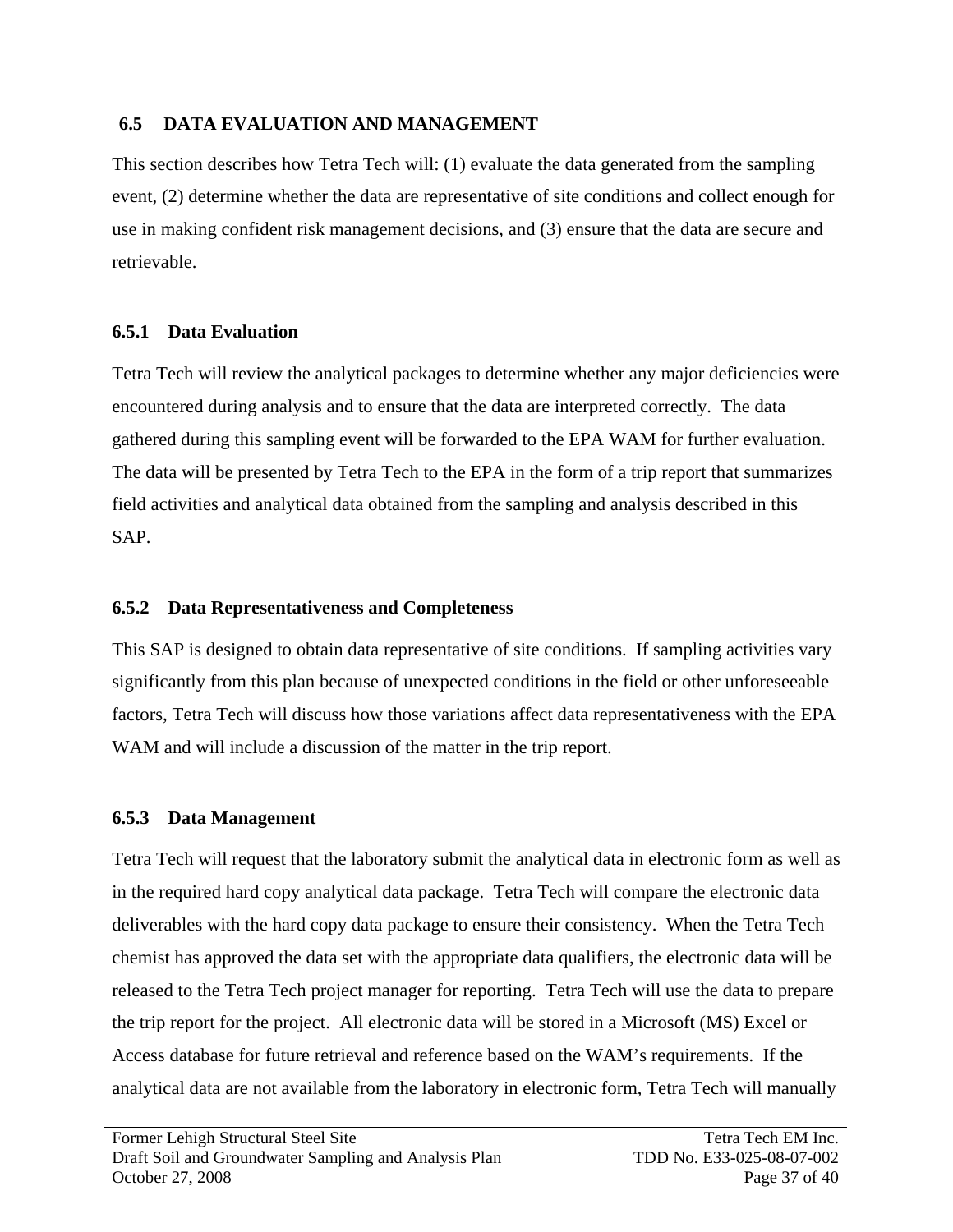## 6.5 DATA EVALUATION AND MANAGEMENT

This section describes how Tetra Tech will: (1) evaluate the data generated from the sampling event, (2) determine whether the data are representative of site conditions and collect enough for use in making confident risk management decisions, and (3) ensure that the data are secure and retrievable.

### 6.5.1 Data Evaluation

Tetra Tech will review the analytical packages to determine whether any major deficiencies were encountered during analysis and to ensure that the data are interpreted correctly. The data gathered during this sampling event will be forwarded to the EPA WAM for further evaluation. The data will be presented by Tetra Tech to the EPA in the form of a trip report that summarizes field activities and analytical data obtained from the sampling and analysis described in this SAP.

### 6.5.2 Data Representativeness and Completeness

This SAP is designed to obtain data representative of site conditions. If sampling activities vary significantly from this plan because of unexpected conditions in the field or other unforeseeable factors, Tetra Tech will discuss how those variations affect data representativeness with the EPA WAM and will include a discussion of the matter in the trip report.

### 6.5.3 Data Management

Tetra Tech will request that the laboratory submit the analytical data in electronic form as well as in the required hard copy analytical data package. Tetra Tech will compare the electronic data deliverables with the hard copy data package to ensure their consistency. When the Tetra Tech chemist has approved the data set with the appropriate data qualifiers, the electronic data will be released to the Tetra Tech project manager for reporting. Tetra Tech will use the data to prepare the trip report for the project. All electronic data will be stored in a Microsoft (MS) Excel or Access database for future retrieval and reference based on the WAM's requirements. If the analytical data are not available from the laboratory in electronic form, Tetra Tech will manually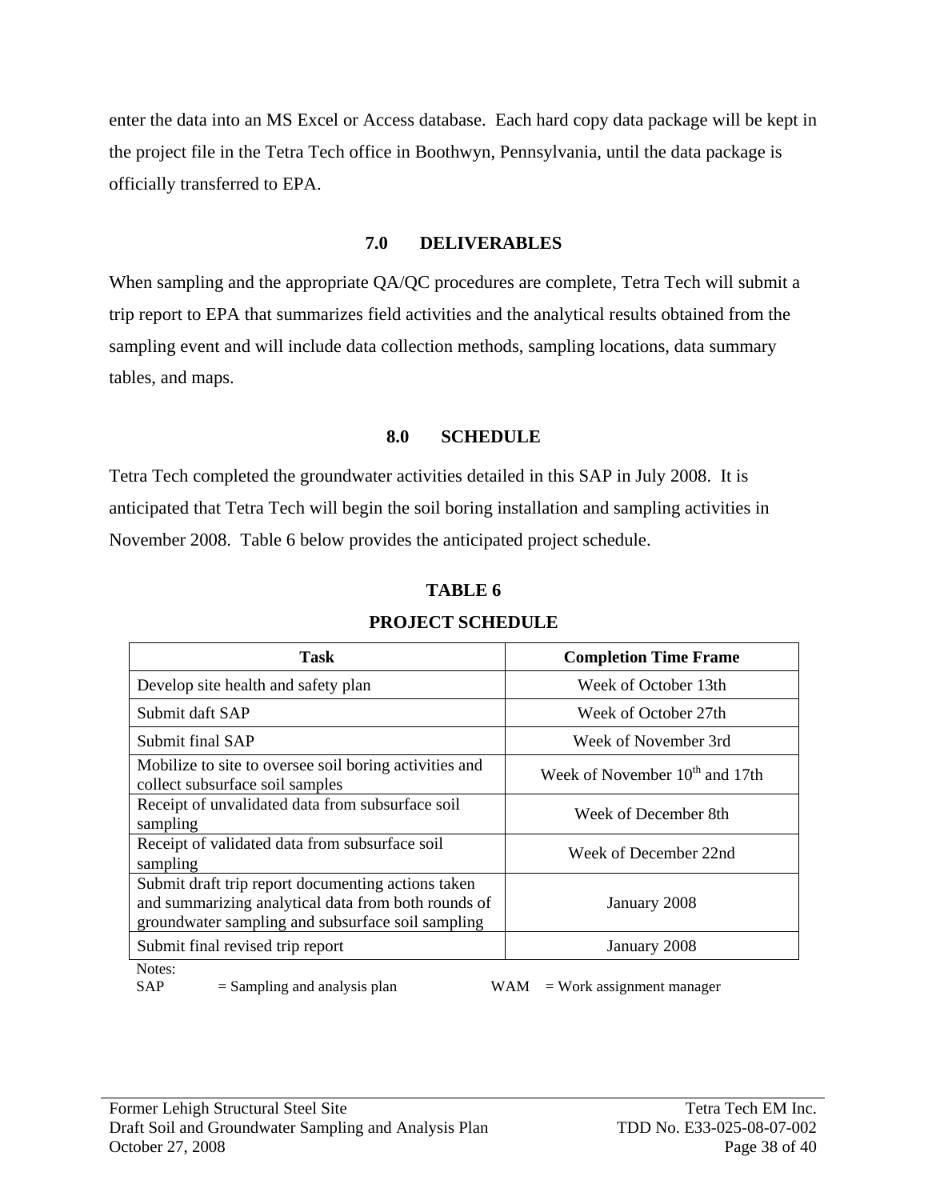enter the data into an MS Excel or Access database. Each hard copy data package will be kept in the project file in the Tetra Tech office in Boothwyn, Pennsylvania, until the data package is officially transferred to EPA.

## 7.0 DELIVERABLES

When sampling and the appropriate QA/QC procedures are complete, Tetra Tech will submit a trip report to EPA that summarizes field activities and the analytical results obtained from the sampling event and will include data collection methods, sampling locations, data summary tables, and maps.

## 8.0 SCHEDULE

Tetra Tech completed the groundwater activities detailed in this SAP in July 2008. It is anticipated that Tetra Tech will begin the soil boring installation and sampling activities in November 2008. Table 6 below provides the anticipated project schedule.

**TABLE 6**

**PROJECT SCHEDULE**

| Task | Completion Time Frame |
|---|---|
| Develop site health and safety plan | Week of October 13th |
| Submit daft SAP | Week of October 27th |
| Submit final SAP | Week of November 3rd |
| Mobilize to site to oversee soil boring activities and collect subsurface soil samples | Week of November 10th and 17th |
| Receipt of unvalidated data from subsurface soil sampling | Week of December 8th |
| Receipt of validated data from subsurface soil sampling | Week of December 22nd |
| Submit draft trip report documenting actions taken and summarizing analytical data from both rounds of groundwater sampling and subsurface soil sampling | January 2008 |
| Submit final revised trip report | January 2008 |

Notes:
SAP = Sampling and analysis plan WAM = Work assignment manager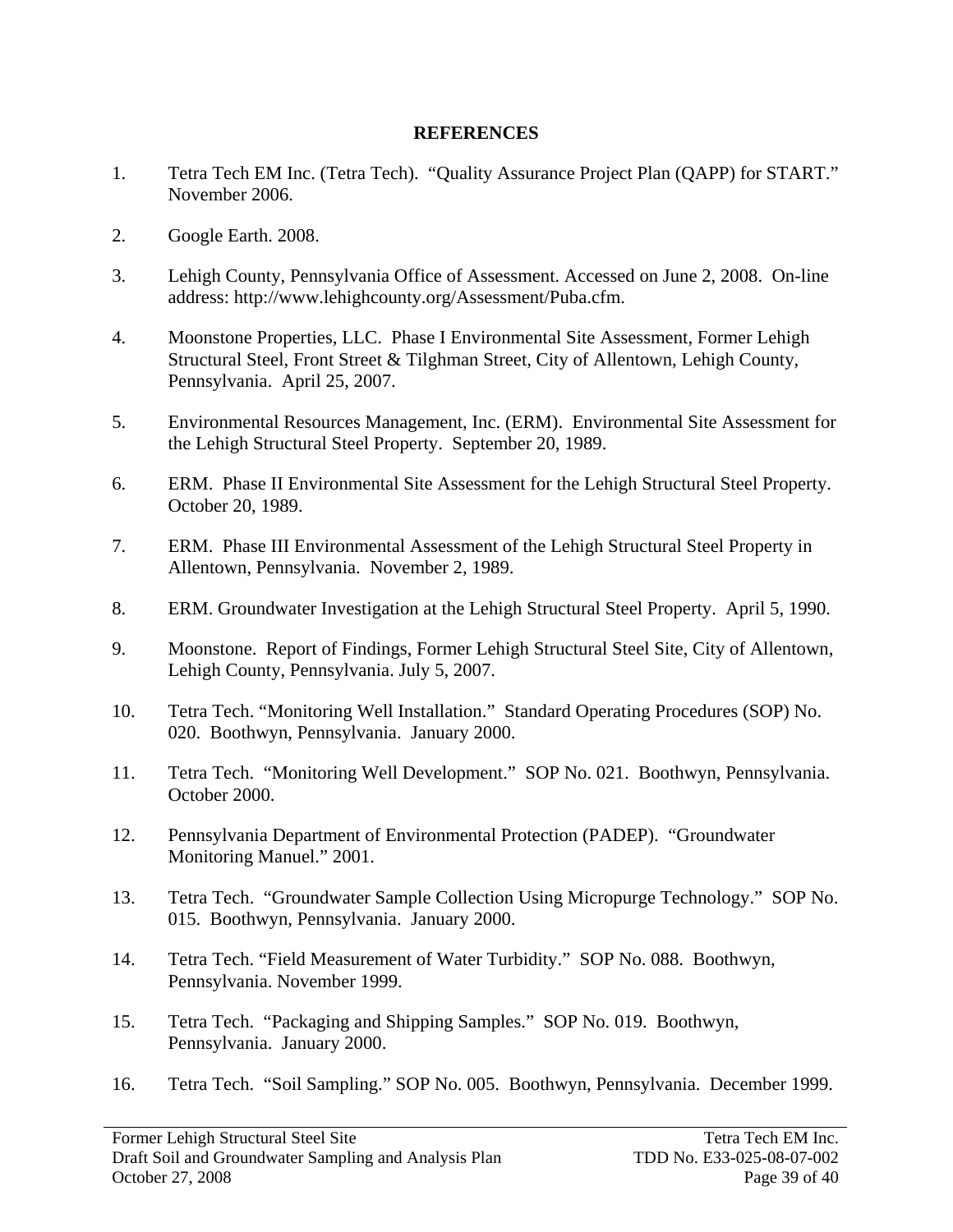# REFERENCES

1. Tetra Tech EM Inc. (Tetra Tech). "Quality Assurance Project Plan (QAPP) for START." November 2006.

2. Google Earth. 2008.

3. Lehigh County, Pennsylvania Office of Assessment. Accessed on June 2, 2008. On-line address: http://www.lehighcounty.org/Assessment/Puba.cfm.

4. Moonstone Properties, LLC. Phase I Environmental Site Assessment, Former Lehigh Structural Steel, Front Street & Tilghman Street, City of Allentown, Lehigh County, Pennsylvania. April 25, 2007.

5. Environmental Resources Management, Inc. (ERM). Environmental Site Assessment for the Lehigh Structural Steel Property. September 20, 1989.

6. ERM. Phase II Environmental Site Assessment for the Lehigh Structural Steel Property. October 20, 1989.

7. ERM. Phase III Environmental Assessment of the Lehigh Structural Steel Property in Allentown, Pennsylvania. November 2, 1989.

8. ERM. Groundwater Investigation at the Lehigh Structural Steel Property. April 5, 1990.

9. Moonstone. Report of Findings, Former Lehigh Structural Steel Site, City of Allentown, Lehigh County, Pennsylvania. July 5, 2007.

10. Tetra Tech. "Monitoring Well Installation." Standard Operating Procedures (SOP) No. 020. Boothwyn, Pennsylvania. January 2000.

11. Tetra Tech. "Monitoring Well Development." SOP No. 021. Boothwyn, Pennsylvania. October 2000.

12. Pennsylvania Department of Environmental Protection (PADEP). "Groundwater Monitoring Manuel." 2001.

13. Tetra Tech. "Groundwater Sample Collection Using Micropurge Technology." SOP No. 015. Boothwyn, Pennsylvania. January 2000.

14. Tetra Tech. "Field Measurement of Water Turbidity." SOP No. 088. Boothwyn, Pennsylvania. November 1999.

15. Tetra Tech. "Packaging and Shipping Samples." SOP No. 019. Boothwyn, Pennsylvania. January 2000.

16. Tetra Tech. "Soil Sampling." SOP No. 005. Boothwyn, Pennsylvania. December 1999.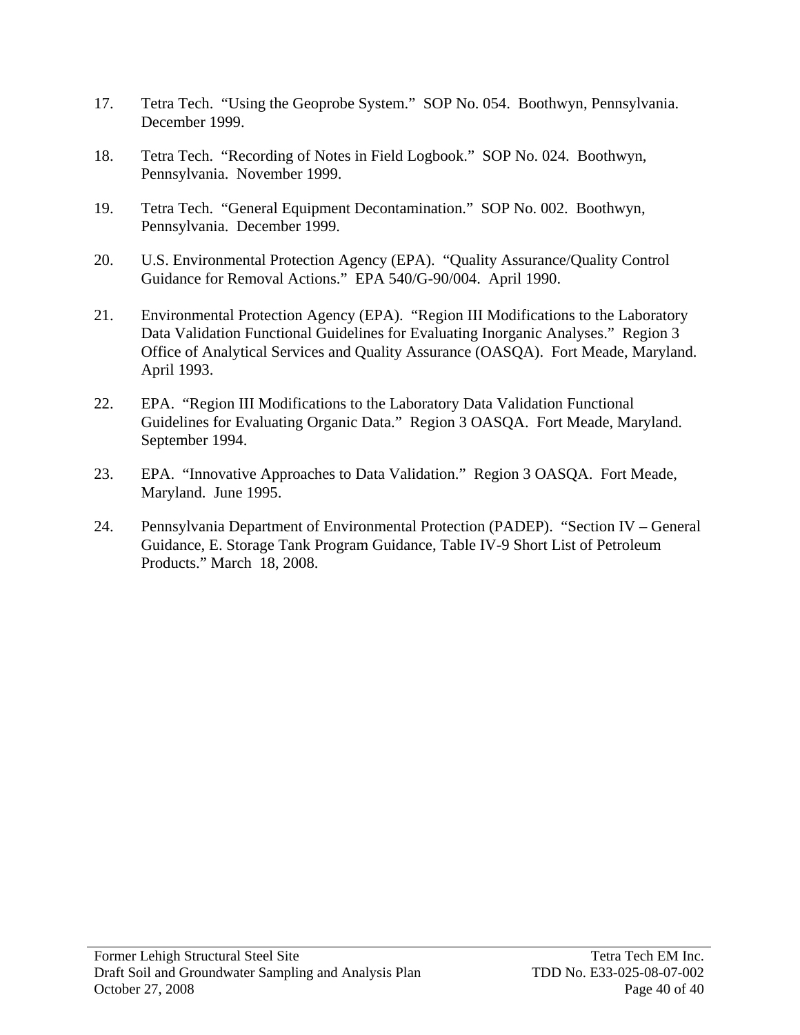17. Tetra Tech. "Using the Geoprobe System." SOP No. 054. Boothwyn, Pennsylvania. December 1999.

18. Tetra Tech. "Recording of Notes in Field Logbook." SOP No. 024. Boothwyn, Pennsylvania. November 1999.

19. Tetra Tech. "General Equipment Decontamination." SOP No. 002. Boothwyn, Pennsylvania. December 1999.

20. U.S. Environmental Protection Agency (EPA). "Quality Assurance/Quality Control Guidance for Removal Actions." EPA 540/G-90/004. April 1990.

21. Environmental Protection Agency (EPA). "Region III Modifications to the Laboratory Data Validation Functional Guidelines for Evaluating Inorganic Analyses." Region 3 Office of Analytical Services and Quality Assurance (OASQA). Fort Meade, Maryland. April 1993.

22. EPA. "Region III Modifications to the Laboratory Data Validation Functional Guidelines for Evaluating Organic Data." Region 3 OASQA. Fort Meade, Maryland. September 1994.

23. EPA. "Innovative Approaches to Data Validation." Region 3 OASQA. Fort Meade, Maryland. June 1995.

24. Pennsylvania Department of Environmental Protection (PADEP). "Section IV – General Guidance, E. Storage Tank Program Guidance, Table IV-9 Short List of Petroleum Products." March 18, 2008.